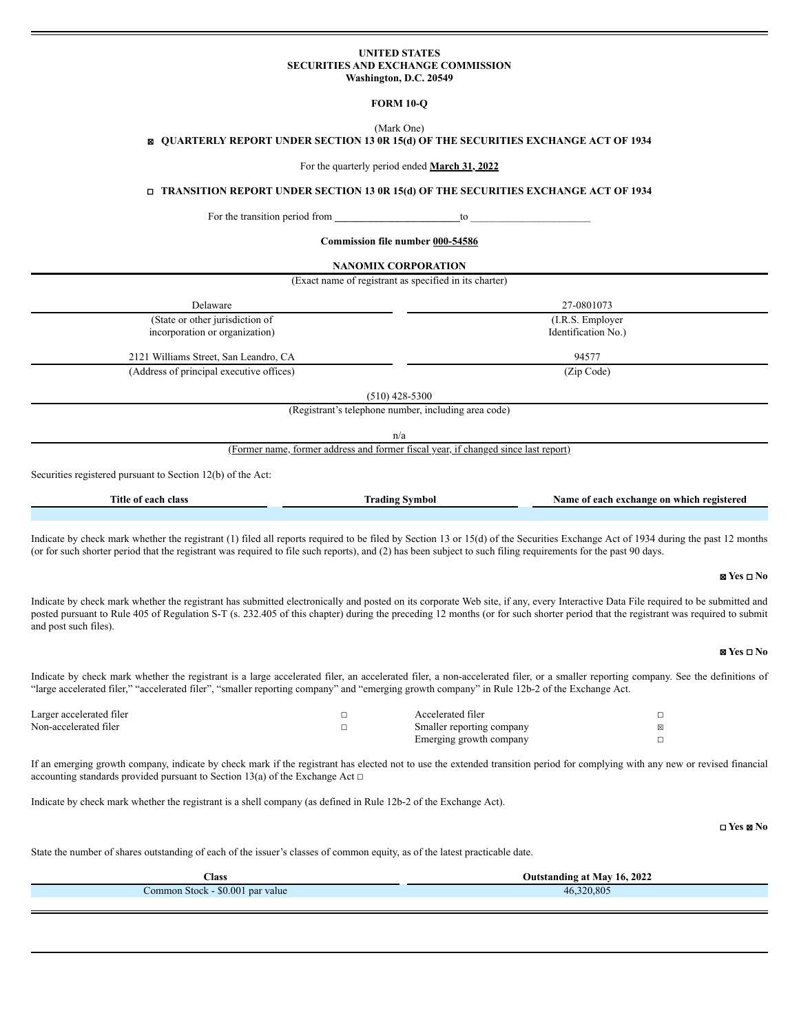**UNITED STATES**
**SECURITIES AND EXCHANGE COMMISSION**
**Washington, D.C. 20549**

**FORM 10-Q**

(Mark One)

☒ **QUARTERLY REPORT UNDER SECTION 13 0R 15(d) OF THE SECURITIES EXCHANGE ACT OF 1934**

For the quarterly period ended **March 31, 2022**

☐ **TRANSITION REPORT UNDER SECTION 13 0R 15(d) OF THE SECURITIES EXCHANGE ACT OF 1934**

For the transition period from \_\_\_\_\_\_\_\_\_\_\_\_\_\_\_\_\_\_\_\_\_\_\_\_ to \_\_\_\_\_\_\_\_\_\_\_\_\_\_\_\_\_\_\_\_\_\_\_\_

**Commission file number 000-54586**

**NANOMIX CORPORATION**

(Exact name of registrant as specified in its charter)

| Delaware | 27-0801073 |
|---|---|
| (State or other jurisdiction of incorporation or organization) | (I.R.S. Employer Identification No.) |
| 2121 Williams Street, San Leandro, CA | 94577 |
| (Address of principal executive offices) | (Zip Code) |

(510) 428-5300

(Registrant's telephone number, including area code)

n/a

(Former name, former address and former fiscal year, if changed since last report)

Securities registered pursuant to Section 12(b) of the Act:

| Title of each class | Trading Symbol | Name of each exchange on which registered |
|---|---|---|
| | | |

Indicate by check mark whether the registrant (1) filed all reports required to be filed by Section 13 or 15(d) of the Securities Exchange Act of 1934 during the past 12 months (or for such shorter period that the registrant was required to file such reports), and (2) has been subject to such filing requirements for the past 90 days.

☒ Yes ☐ No

Indicate by check mark whether the registrant has submitted electronically and posted on its corporate Web site, if any, every Interactive Data File required to be submitted and posted pursuant to Rule 405 of Regulation S-T (s. 232.405 of this chapter) during the preceding 12 months (or for such shorter period that the registrant was required to submit and post such files).

☒ Yes ☐ No

Indicate by check mark whether the registrant is a large accelerated filer, an accelerated filer, a non-accelerated filer, or a smaller reporting company. See the definitions of "large accelerated filer," "accelerated filer", "smaller reporting company" and "emerging growth company" in Rule 12b-2 of the Exchange Act.

| | | | |
|---|---|---|---|
| Larger accelerated filer | ☐ | Accelerated filer | ☐ |
| Non-accelerated filer | ☐ | Smaller reporting company | ☒ |
| | | Emerging growth company | ☐ |

If an emerging growth company, indicate by check mark if the registrant has elected not to use the extended transition period for complying with any new or revised financial accounting standards provided pursuant to Section 13(a) of the Exchange Act ☐

Indicate by check mark whether the registrant is a shell company (as defined in Rule 12b-2 of the Exchange Act).

☐ Yes ☒ No

State the number of shares outstanding of each of the issuer's classes of common equity, as of the latest practicable date.

| Class | Outstanding at May 16, 2022 |
|---|---|
| Common Stock - $0.001 par value | 46,320,805 |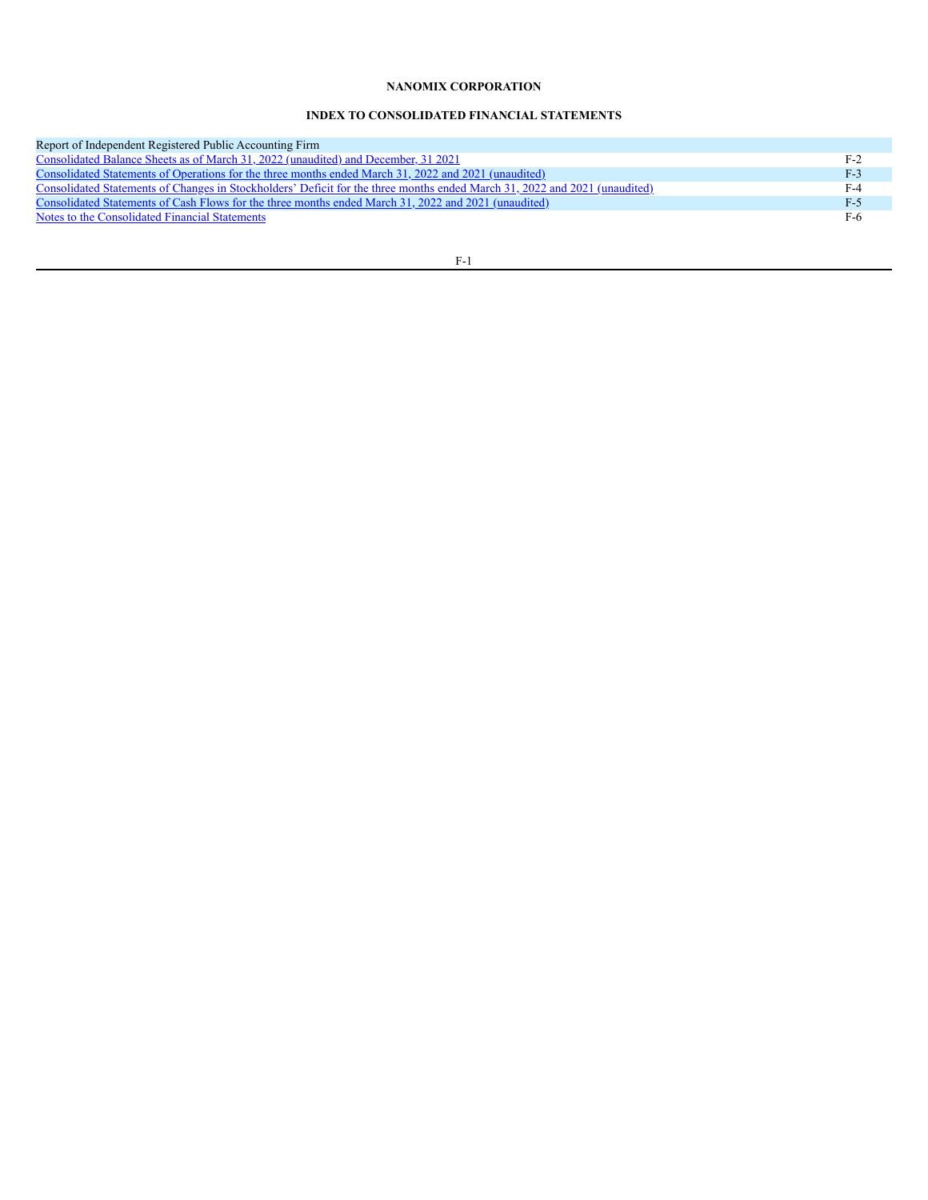**NANOMIX CORPORATION**

**INDEX TO CONSOLIDATED FINANCIAL STATEMENTS**

| | |
|---|---|
| Report of Independent Registered Public Accounting Firm | |
| Consolidated Balance Sheets as of March 31, 2022 (unaudited) and December, 31 2021 | F-2 |
| Consolidated Statements of Operations for the three months ended March 31, 2022 and 2021 (unaudited) | F-3 |
| Consolidated Statements of Changes in Stockholders' Deficit for the three months ended March 31, 2022 and 2021 (unaudited) | F-4 |
| Consolidated Statements of Cash Flows for the three months ended March 31, 2022 and 2021 (unaudited) | F-5 |
| Notes to the Consolidated Financial Statements | F-6 |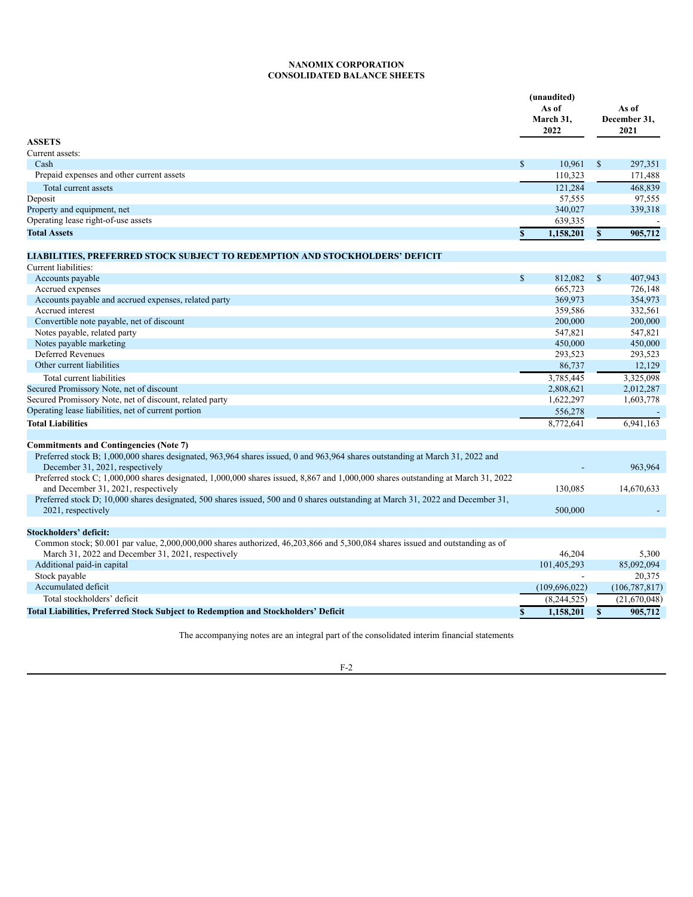# NANOMIX CORPORATION
## CONSOLIDATED BALANCE SHEETS

| | (unaudited) As of March 31, 2022 | As of December 31, 2021 |
|---|---|---|
| **ASSETS** | | |
| Current assets: | | |
| Cash | $ 10,961 | $ 297,351 |
| Prepaid expenses and other current assets | 110,323 | 171,488 |
| Total current assets | 121,284 | 468,839 |
| Deposit | 57,555 | 97,555 |
| Property and equipment, net | 340,027 | 339,318 |
| Operating lease right-of-use assets | 639,335 | - |
| **Total Assets** | **$ 1,158,201** | **$ 905,712** |
| | | |
| **LIABILITIES, PREFERRED STOCK SUBJECT TO REDEMPTION AND STOCKHOLDERS' DEFICIT** | | |
| Current liabilities: | | |
| Accounts payable | $ 812,082 | $ 407,943 |
| Accrued expenses | 665,723 | 726,148 |
| Accounts payable and accrued expenses, related party | 369,973 | 354,973 |
| Accrued interest | 359,586 | 332,561 |
| Convertible note payable, net of discount | 200,000 | 200,000 |
| Notes payable, related party | 547,821 | 547,821 |
| Notes payable marketing | 450,000 | 450,000 |
| Deferred Revenues | 293,523 | 293,523 |
| Other current liabilities | 86,737 | 12,129 |
| Total current liabilities | 3,785,445 | 3,325,098 |
| Secured Promissory Note, net of discount | 2,808,621 | 2,012,287 |
| Secured Promissory Note, net of discount, related party | 1,622,297 | 1,603,778 |
| Operating lease liabilities, net of current portion | 556,278 | - |
| **Total Liabilities** | 8,772,641 | 6,941,163 |
| | | |
| **Commitments and Contingencies (Note 7)** | | |
| Preferred stock B; 1,000,000 shares designated, 963,964 shares issued, 0 and 963,964 shares outstanding at March 31, 2022 and December 31, 2021, respectively | - | 963,964 |
| Preferred stock C; 1,000,000 shares designated, 1,000,000 shares issued, 8,867 and 1,000,000 shares outstanding at March 31, 2022 and December 31, 2021, respectively | 130,085 | 14,670,633 |
| Preferred stock D; 10,000 shares designated, 500 shares issued, 500 and 0 shares outstanding at March 31, 2022 and December 31, 2021, respectively | 500,000 | - |
| | | |
| **Stockholders' deficit:** | | |
| Common stock; $0.001 par value, 2,000,000,000 shares authorized, 46,203,866 and 5,300,084 shares issued and outstanding as of March 31, 2022 and December 31, 2021, respectively | 46,204 | 5,300 |
| Additional paid-in capital | 101,405,293 | 85,092,094 |
| Stock payable | - | 20,375 |
| Accumulated deficit | (109,696,022) | (106,787,817) |
| Total stockholders' deficit | (8,244,525) | (21,670,048) |
| **Total Liabilities, Preferred Stock Subject to Redemption and Stockholders' Deficit** | **$ 1,158,201** | **$ 905,712** |

The accompanying notes are an integral part of the consolidated interim financial statements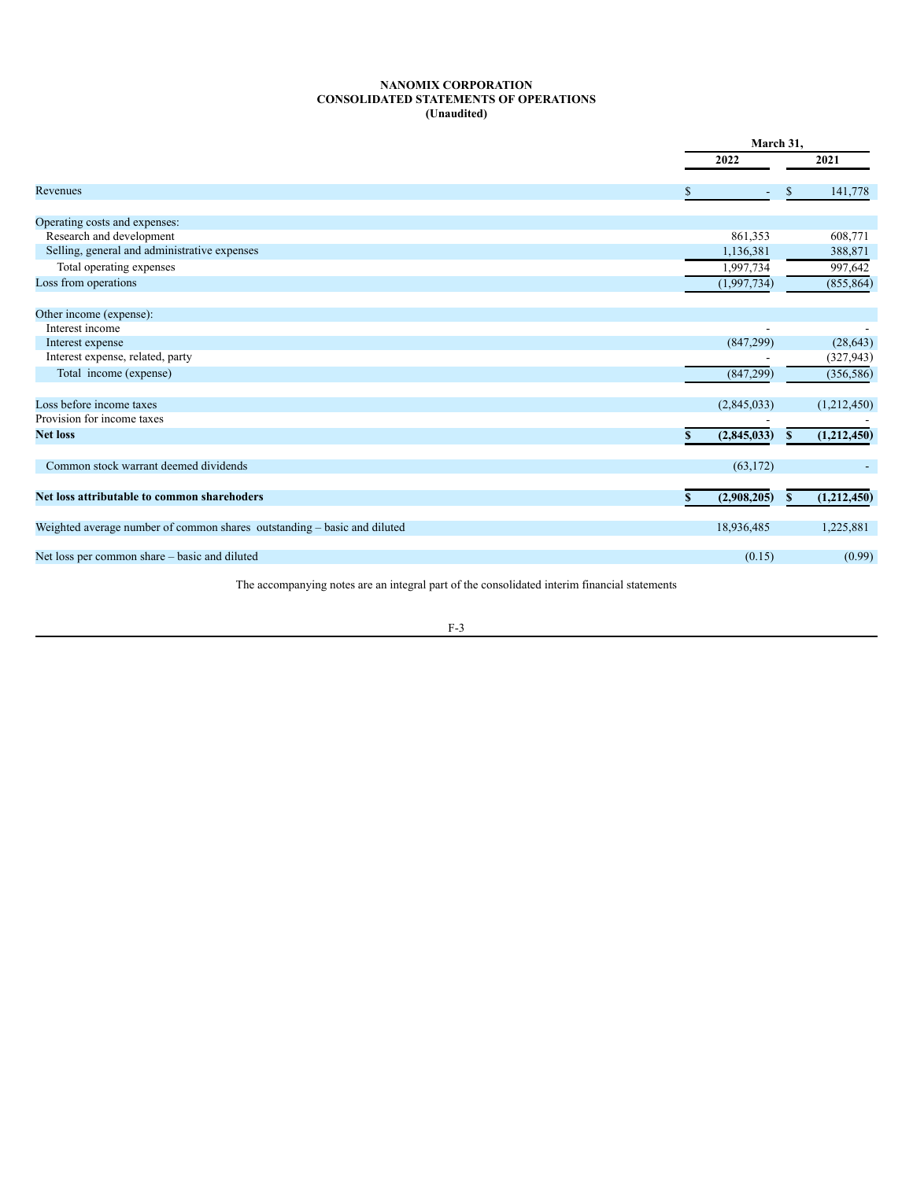**NANOMIX CORPORATION**
**CONSOLIDATED STATEMENTS OF OPERATIONS**
**(Unaudited)**

| | March 31, | |
|---|---|---|
| | 2022 | 2021 |
| Revenues | $ - | $ 141,778 |
| Operating costs and expenses: | | |
| Research and development | 861,353 | 608,771 |
| Selling, general and administrative expenses | 1,136,381 | 388,871 |
| Total operating expenses | 1,997,734 | 997,642 |
| Loss from operations | (1,997,734) | (855,864) |
| Other income (expense): | | |
| Interest income | - | - |
| Interest expense | (847,299) | (28,643) |
| Interest expense, related, party | - | (327,943) |
| Total income (expense) | (847,299) | (356,586) |
| Loss before income taxes | (2,845,033) | (1,212,450) |
| Provision for income taxes | - | - |
| **Net loss** | **$ (2,845,033)** | **$ (1,212,450)** |
| Common stock warrant deemed dividends | (63,172) | - |
| **Net loss attributable to common sharehoders** | **$ (2,908,205)** | **$ (1,212,450)** |
| Weighted average number of common shares outstanding – basic and diluted | 18,936,485 | 1,225,881 |
| Net loss per common share – basic and diluted | (0.15) | (0.99) |

The accompanying notes are an integral part of the consolidated interim financial statements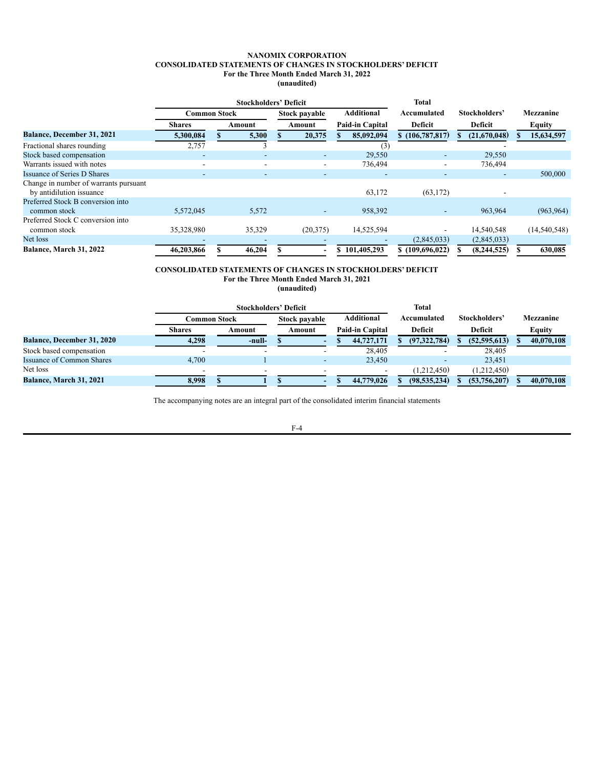**NANOMIX CORPORATION**
**CONSOLIDATED STATEMENTS OF CHANGES IN STOCKHOLDERS' DEFICIT**
**For the Three Month Ended March 31, 2022**
**(unaudited)**

| | Stockholders' Deficit | | | | | | |
|---|---|---|---|---|---|---|---|
| | Common Stock | | Stock payable | Additional | Total Accumulated | Stockholders' | Mezzanine |
| | Shares | Amount | Amount | Paid-in Capital | Deficit | Deficit | Equity |
| **Balance, December 31, 2021** | **5,300,084** | **$ 5,300** | **$ 20,375** | **$ 85,092,094** | **$ (106,787,817)** | **$ (21,670,048)** | **$ 15,634,597** |
| Fractional shares rounding | 2,757 | 3 | | (3) | | - | |
| Stock based compensation | - | - | - | 29,550 | - | 29,550 | |
| Warrants issued with notes | - | - | - | 736,494 | - | 736,494 | |
| Issuance of Series D Shares | - | - | - | - | - | - | 500,000 |
| Change in number of warrants pursuant by antidilution issuance | | | | 63,172 | (63,172) | - | |
| Preferred Stock B conversion into common stock | 5,572,045 | 5,572 | - | 958,392 | - | 963,964 | (963,964) |
| Preferred Stock C conversion into common stock | 35,328,980 | 35,329 | (20,375) | 14,525,594 | - | 14,540,548 | (14,540,548) |
| Net loss | - | - | - | - | (2,845,033) | (2,845,033) | |
| **Balance, March 31, 2022** | **46,203,866** | **$ 46,204** | **$ -** | **$ 101,405,293** | **$ (109,696,022)** | **$ (8,244,525)** | **$ 630,085** |

**CONSOLIDATED STATEMENTS OF CHANGES IN STOCKHOLDERS' DEFICIT**
**For the Three Month Ended March 31, 2021**
**(unaudited)**

| | Stockholders' Deficit | | | | | | |
|---|---|---|---|---|---|---|---|
| | Common Stock | | Stock payable | Additional | Total Accumulated | Stockholders' | Mezzanine |
| | Shares | Amount | Amount | Paid-in Capital | Deficit | Deficit | Equity |
| **Balance, December 31, 2020** | **4,298** | **-null-** | **$ -** | **$ 44,727,171** | **$ (97,322,784)** | **$ (52,595,613)** | **$ 40,070,108** |
| Stock based compensation | - | - | - | 28,405 | - | 28,405 | |
| Issuance of Common Shares | 4,700 | 1 | - | 23,450 | - | 23,451 | |
| Net loss | - | - | - | - | (1,212,450) | (1,212,450) | |
| **Balance, March 31, 2021** | **8,998** | **$ 1** | **$ -** | **$ 44,779,026** | **$ (98,535,234)** | **$ (53,756,207)** | **$ 40,070,108** |

The accompanying notes are an integral part of the consolidated interim financial statements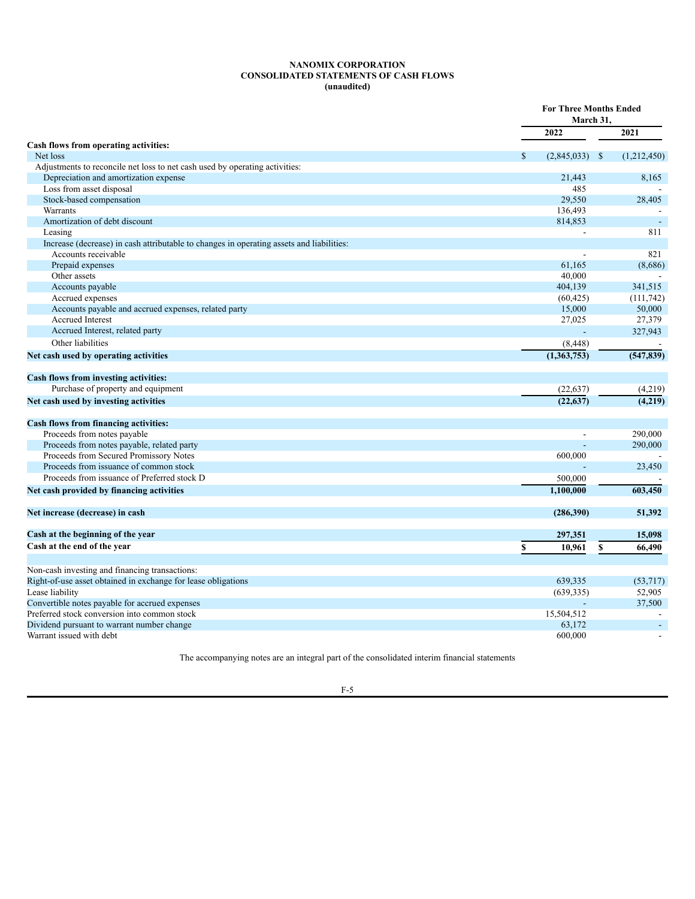# NANOMIX CORPORATION
## CONSOLIDATED STATEMENTS OF CASH FLOWS
### (unaudited)

| | For Three Months Ended March 31, | |
|---|---|---|
| | 2022 | 2021 |
| **Cash flows from operating activities:** | | |
| Net loss | $ (2,845,033) | $ (1,212,450) |
| Adjustments to reconcile net loss to net cash used by operating activities: | | |
| Depreciation and amortization expense | 21,443 | 8,165 |
| Loss from asset disposal | 485 | - |
| Stock-based compensation | 29,550 | 28,405 |
| Warrants | 136,493 | - |
| Amortization of debt discount | 814,853 | - |
| Leasing | - | 811 |
| Increase (decrease) in cash attributable to changes in operating assets and liabilities: | | |
| Accounts receivable | - | 821 |
| Prepaid expenses | 61,165 | (8,686) |
| Other assets | 40,000 | - |
| Accounts payable | 404,139 | 341,515 |
| Accrued expenses | (60,425) | (111,742) |
| Accounts payable and accrued expenses, related party | 15,000 | 50,000 |
| Accrued Interest | 27,025 | 27,379 |
| Accrued Interest, related party | - | 327,943 |
| Other liabilities | (8,448) | - |
| **Net cash used by operating activities** | **(1,363,753)** | **(547,839)** |
| | | |
| **Cash flows from investing activities:** | | |
| Purchase of property and equipment | (22,637) | (4,219) |
| **Net cash used by investing activities** | **(22,637)** | **(4,219)** |
| | | |
| **Cash flows from financing activities:** | | |
| Proceeds from notes payable | - | 290,000 |
| Proceeds from notes payable, related party | - | 290,000 |
| Proceeds from Secured Promissory Notes | 600,000 | - |
| Proceeds from issuance of common stock | - | 23,450 |
| Proceeds from issuance of Preferred stock D | 500,000 | - |
| **Net cash provided by financing activities** | **1,100,000** | **603,450** |
| | | |
| **Net increase (decrease) in cash** | **(286,390)** | **51,392** |
| | | |
| **Cash at the beginning of the year** | **297,351** | **15,098** |
| **Cash at the end of the year** | **$ 10,961** | **$ 66,490** |
| | | |
| Non-cash investing and financing transactions: | | |
| Right-of-use asset obtained in exchange for lease obligations | 639,335 | (53,717) |
| Lease liability | (639,335) | 52,905 |
| Convertible notes payable for accrued expenses | - | 37,500 |
| Preferred stock conversion into common stock | 15,504,512 | - |
| Dividend pursuant to warrant number change | 63,172 | - |
| Warrant issued with debt | 600,000 | - |

The accompanying notes are an integral part of the consolidated interim financial statements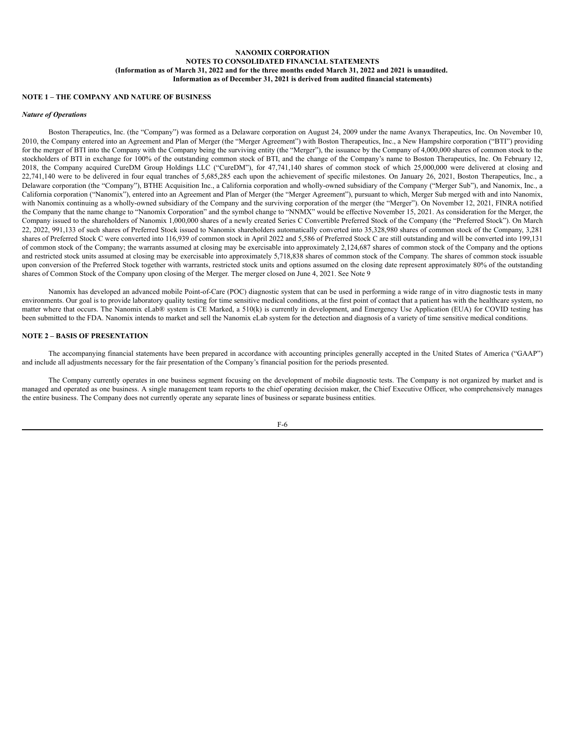**NANOMIX CORPORATION**
**NOTES TO CONSOLIDATED FINANCIAL STATEMENTS**
**(Information as of March 31, 2022 and for the three months ended March 31, 2022 and 2021 is unaudited. Information as of December 31, 2021 is derived from audited financial statements)**

## NOTE 1 – THE COMPANY AND NATURE OF BUSINESS

### *Nature of Operations*

Boston Therapeutics, Inc. (the "Company") was formed as a Delaware corporation on August 24, 2009 under the name Avanyx Therapeutics, Inc. On November 10, 2010, the Company entered into an Agreement and Plan of Merger (the "Merger Agreement") with Boston Therapeutics, Inc., a New Hampshire corporation ("BTI") providing for the merger of BTI into the Company with the Company being the surviving entity (the "Merger"), the issuance by the Company of 4,000,000 shares of common stock to the stockholders of BTI in exchange for 100% of the outstanding common stock of BTI, and the change of the Company's name to Boston Therapeutics, Inc. On February 12, 2018, the Company acquired CureDM Group Holdings LLC ("CureDM"), for 47,741,140 shares of common stock of which 25,000,000 were delivered at closing and 22,741,140 were to be delivered in four equal tranches of 5,685,285 each upon the achievement of specific milestones. On January 26, 2021, Boston Therapeutics, Inc., a Delaware corporation (the "Company"), BTHE Acquisition Inc., a California corporation and wholly-owned subsidiary of the Company ("Merger Sub"), and Nanomix, Inc., a California corporation ("Nanomix"), entered into an Agreement and Plan of Merger (the "Merger Agreement"), pursuant to which, Merger Sub merged with and into Nanomix, with Nanomix continuing as a wholly-owned subsidiary of the Company and the surviving corporation of the merger (the "Merger"). On November 12, 2021, FINRA notified the Company that the name change to "Nanomix Corporation" and the symbol change to "NNMX" would be effective November 15, 2021. As consideration for the Merger, the Company issued to the shareholders of Nanomix 1,000,000 shares of a newly created Series C Convertible Preferred Stock of the Company (the "Preferred Stock"). On March 22, 2022, 991,133 of such shares of Preferred Stock issued to Nanomix shareholders automatically converted into 35,328,980 shares of common stock of the Company, 3,281 shares of Preferred Stock C were converted into 116,939 of common stock in April 2022 and 5,586 of Preferred Stock C are still outstanding and will be converted into 199,131 of common stock of the Company; the warrants assumed at closing may be exercisable into approximately 2,124,687 shares of common stock of the Company and the options and restricted stock units assumed at closing may be exercisable into approximately 5,718,838 shares of common stock of the Company. The shares of common stock issuable upon conversion of the Preferred Stock together with warrants, restricted stock units and options assumed on the closing date represent approximately 80% of the outstanding shares of Common Stock of the Company upon closing of the Merger. The merger closed on June 4, 2021. See Note 9

Nanomix has developed an advanced mobile Point-of-Care (POC) diagnostic system that can be used in performing a wide range of in vitro diagnostic tests in many environments. Our goal is to provide laboratory quality testing for time sensitive medical conditions, at the first point of contact that a patient has with the healthcare system, no matter where that occurs. The Nanomix eLab® system is CE Marked, a 510(k) is currently in development, and Emergency Use Application (EUA) for COVID testing has been submitted to the FDA. Nanomix intends to market and sell the Nanomix eLab system for the detection and diagnosis of a variety of time sensitive medical conditions.

## NOTE 2 – BASIS OF PRESENTATION

The accompanying financial statements have been prepared in accordance with accounting principles generally accepted in the United States of America ("GAAP") and include all adjustments necessary for the fair presentation of the Company's financial position for the periods presented.

The Company currently operates in one business segment focusing on the development of mobile diagnostic tests. The Company is not organized by market and is managed and operated as one business. A single management team reports to the chief operating decision maker, the Chief Executive Officer, who comprehensively manages the entire business. The Company does not currently operate any separate lines of business or separate business entities.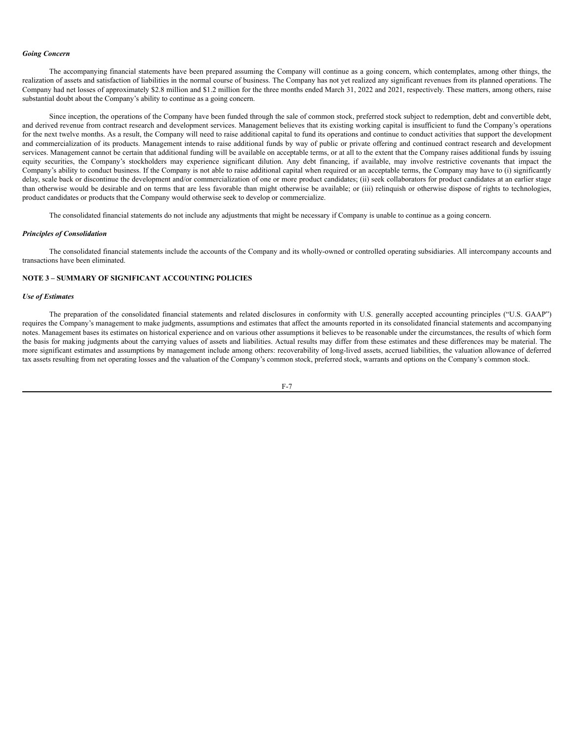*Going Concern*

The accompanying financial statements have been prepared assuming the Company will continue as a going concern, which contemplates, among other things, the realization of assets and satisfaction of liabilities in the normal course of business. The Company has not yet realized any significant revenues from its planned operations. The Company had net losses of approximately $2.8 million and $1.2 million for the three months ended March 31, 2022 and 2021, respectively. These matters, among others, raise substantial doubt about the Company's ability to continue as a going concern.

Since inception, the operations of the Company have been funded through the sale of common stock, preferred stock subject to redemption, debt and convertible debt, and derived revenue from contract research and development services. Management believes that its existing working capital is insufficient to fund the Company's operations for the next twelve months. As a result, the Company will need to raise additional capital to fund its operations and continue to conduct activities that support the development and commercialization of its products. Management intends to raise additional funds by way of public or private offering and continued contract research and development services. Management cannot be certain that additional funding will be available on acceptable terms, or at all to the extent that the Company raises additional funds by issuing equity securities, the Company's stockholders may experience significant dilution. Any debt financing, if available, may involve restrictive covenants that impact the Company's ability to conduct business. If the Company is not able to raise additional capital when required or an acceptable terms, the Company may have to (i) significantly delay, scale back or discontinue the development and/or commercialization of one or more product candidates; (ii) seek collaborators for product candidates at an earlier stage than otherwise would be desirable and on terms that are less favorable than might otherwise be available; or (iii) relinquish or otherwise dispose of rights to technologies, product candidates or products that the Company would otherwise seek to develop or commercialize.

The consolidated financial statements do not include any adjustments that might be necessary if Company is unable to continue as a going concern.

*Principles of Consolidation*

The consolidated financial statements include the accounts of the Company and its wholly-owned or controlled operating subsidiaries. All intercompany accounts and transactions have been eliminated.

**NOTE 3 – SUMMARY OF SIGNIFICANT ACCOUNTING POLICIES**

*Use of Estimates*

The preparation of the consolidated financial statements and related disclosures in conformity with U.S. generally accepted accounting principles ("U.S. GAAP") requires the Company's management to make judgments, assumptions and estimates that affect the amounts reported in its consolidated financial statements and accompanying notes. Management bases its estimates on historical experience and on various other assumptions it believes to be reasonable under the circumstances, the results of which form the basis for making judgments about the carrying values of assets and liabilities. Actual results may differ from these estimates and these differences may be material. The more significant estimates and assumptions by management include among others: recoverability of long-lived assets, accrued liabilities, the valuation allowance of deferred tax assets resulting from net operating losses and the valuation of the Company's common stock, preferred stock, warrants and options on the Company's common stock.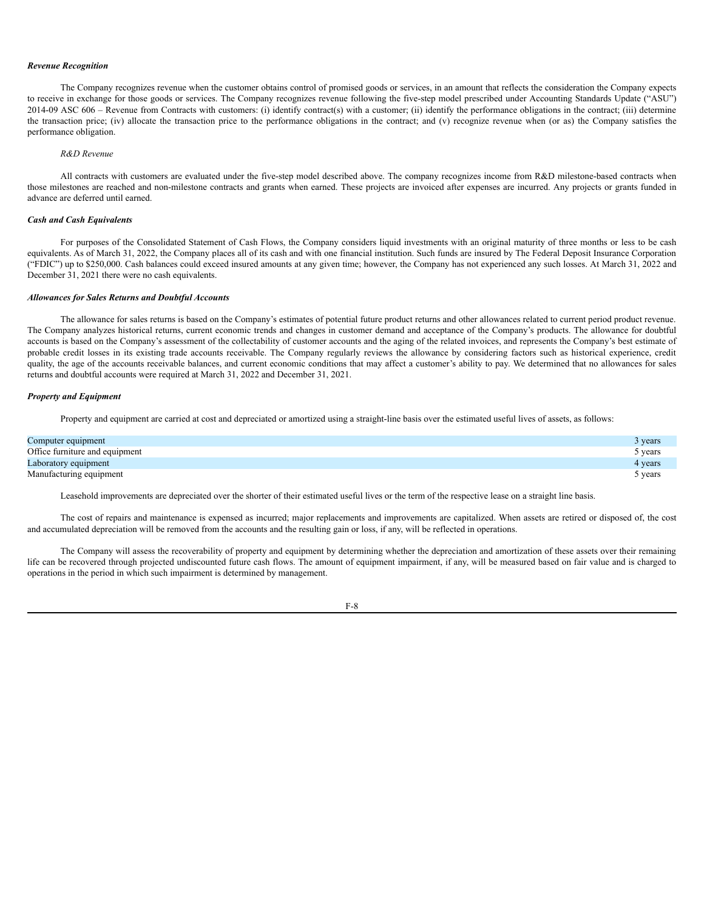***Revenue Recognition***

The Company recognizes revenue when the customer obtains control of promised goods or services, in an amount that reflects the consideration the Company expects to receive in exchange for those goods or services. The Company recognizes revenue following the five-step model prescribed under Accounting Standards Update ("ASU") 2014-09 ASC 606 – Revenue from Contracts with customers: (i) identify contract(s) with a customer; (ii) identify the performance obligations in the contract; (iii) determine the transaction price; (iv) allocate the transaction price to the performance obligations in the contract; and (v) recognize revenue when (or as) the Company satisfies the performance obligation.

*R&D Revenue*

All contracts with customers are evaluated under the five-step model described above. The company recognizes income from R&D milestone-based contracts when those milestones are reached and non-milestone contracts and grants when earned. These projects are invoiced after expenses are incurred. Any projects or grants funded in advance are deferred until earned.

***Cash and Cash Equivalents***

For purposes of the Consolidated Statement of Cash Flows, the Company considers liquid investments with an original maturity of three months or less to be cash equivalents. As of March 31, 2022, the Company places all of its cash and with one financial institution. Such funds are insured by The Federal Deposit Insurance Corporation ("FDIC") up to $250,000. Cash balances could exceed insured amounts at any given time; however, the Company has not experienced any such losses. At March 31, 2022 and December 31, 2021 there were no cash equivalents.

***Allowances for Sales Returns and Doubtful Accounts***

The allowance for sales returns is based on the Company's estimates of potential future product returns and other allowances related to current period product revenue. The Company analyzes historical returns, current economic trends and changes in customer demand and acceptance of the Company's products. The allowance for doubtful accounts is based on the Company's assessment of the collectability of customer accounts and the aging of the related invoices, and represents the Company's best estimate of probable credit losses in its existing trade accounts receivable. The Company regularly reviews the allowance by considering factors such as historical experience, credit quality, the age of the accounts receivable balances, and current economic conditions that may affect a customer's ability to pay. We determined that no allowances for sales returns and doubtful accounts were required at March 31, 2022 and December 31, 2021.

***Property and Equipment***

Property and equipment are carried at cost and depreciated or amortized using a straight-line basis over the estimated useful lives of assets, as follows:

| | |
|---|---|
| Computer equipment | 3 years |
| Office furniture and equipment | 5 years |
| Laboratory equipment | 4 years |
| Manufacturing equipment | 5 years |

Leasehold improvements are depreciated over the shorter of their estimated useful lives or the term of the respective lease on a straight line basis.

The cost of repairs and maintenance is expensed as incurred; major replacements and improvements are capitalized. When assets are retired or disposed of, the cost and accumulated depreciation will be removed from the accounts and the resulting gain or loss, if any, will be reflected in operations.

The Company will assess the recoverability of property and equipment by determining whether the depreciation and amortization of these assets over their remaining life can be recovered through projected undiscounted future cash flows. The amount of equipment impairment, if any, will be measured based on fair value and is charged to operations in the period in which such impairment is determined by management.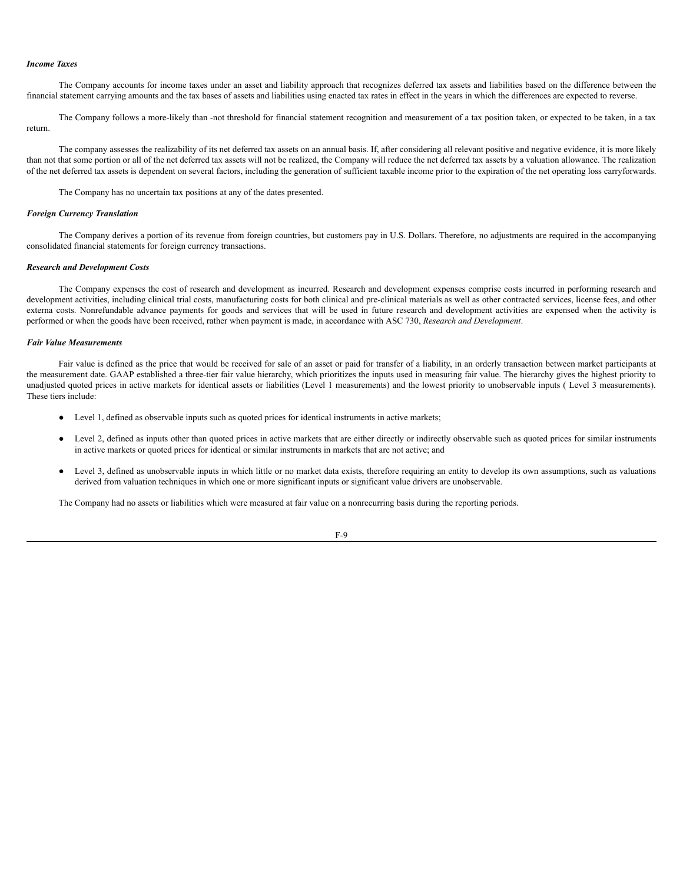***Income Taxes***

The Company accounts for income taxes under an asset and liability approach that recognizes deferred tax assets and liabilities based on the difference between the financial statement carrying amounts and the tax bases of assets and liabilities using enacted tax rates in effect in the years in which the differences are expected to reverse.

The Company follows a more-likely than -not threshold for financial statement recognition and measurement of a tax position taken, or expected to be taken, in a tax return.

The company assesses the realizability of its net deferred tax assets on an annual basis. If, after considering all relevant positive and negative evidence, it is more likely than not that some portion or all of the net deferred tax assets will not be realized, the Company will reduce the net deferred tax assets by a valuation allowance. The realization of the net deferred tax assets is dependent on several factors, including the generation of sufficient taxable income prior to the expiration of the net operating loss carryforwards.

The Company has no uncertain tax positions at any of the dates presented.

***Foreign Currency Translation***

The Company derives a portion of its revenue from foreign countries, but customers pay in U.S. Dollars. Therefore, no adjustments are required in the accompanying consolidated financial statements for foreign currency transactions.

***Research and Development Costs***

The Company expenses the cost of research and development as incurred. Research and development expenses comprise costs incurred in performing research and development activities, including clinical trial costs, manufacturing costs for both clinical and pre-clinical materials as well as other contracted services, license fees, and other externa costs. Nonrefundable advance payments for goods and services that will be used in future research and development activities are expensed when the activity is performed or when the goods have been received, rather when payment is made, in accordance with ASC 730, *Research and Development*.

***Fair Value Measurements***

Fair value is defined as the price that would be received for sale of an asset or paid for transfer of a liability, in an orderly transaction between market participants at the measurement date. GAAP established a three-tier fair value hierarchy, which prioritizes the inputs used in measuring fair value. The hierarchy gives the highest priority to unadjusted quoted prices in active markets for identical assets or liabilities (Level 1 measurements) and the lowest priority to unobservable inputs ( Level 3 measurements). These tiers include:

- Level 1, defined as observable inputs such as quoted prices for identical instruments in active markets;
- Level 2, defined as inputs other than quoted prices in active markets that are either directly or indirectly observable such as quoted prices for similar instruments in active markets or quoted prices for identical or similar instruments in markets that are not active; and
- Level 3, defined as unobservable inputs in which little or no market data exists, therefore requiring an entity to develop its own assumptions, such as valuations derived from valuation techniques in which one or more significant inputs or significant value drivers are unobservable.

The Company had no assets or liabilities which were measured at fair value on a nonrecurring basis during the reporting periods.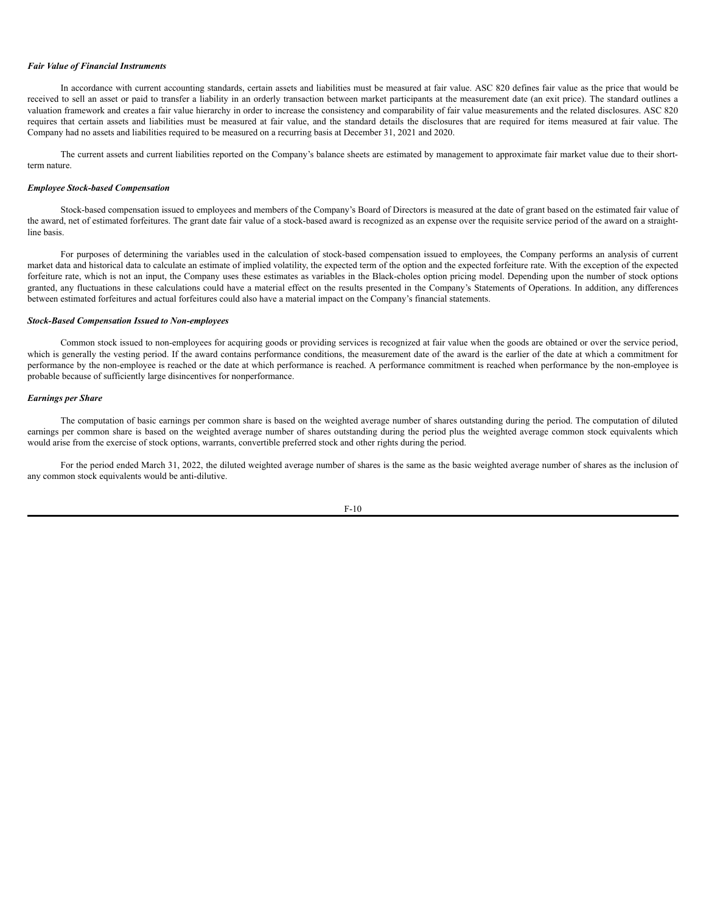***Fair Value of Financial Instruments***

In accordance with current accounting standards, certain assets and liabilities must be measured at fair value. ASC 820 defines fair value as the price that would be received to sell an asset or paid to transfer a liability in an orderly transaction between market participants at the measurement date (an exit price). The standard outlines a valuation framework and creates a fair value hierarchy in order to increase the consistency and comparability of fair value measurements and the related disclosures. ASC 820 requires that certain assets and liabilities must be measured at fair value, and the standard details the disclosures that are required for items measured at fair value. The Company had no assets and liabilities required to be measured on a recurring basis at December 31, 2021 and 2020.

The current assets and current liabilities reported on the Company's balance sheets are estimated by management to approximate fair market value due to their short-term nature.

***Employee Stock-based Compensation***

Stock-based compensation issued to employees and members of the Company's Board of Directors is measured at the date of grant based on the estimated fair value of the award, net of estimated forfeitures. The grant date fair value of a stock-based award is recognized as an expense over the requisite service period of the award on a straight-line basis.

For purposes of determining the variables used in the calculation of stock-based compensation issued to employees, the Company performs an analysis of current market data and historical data to calculate an estimate of implied volatility, the expected term of the option and the expected forfeiture rate. With the exception of the expected forfeiture rate, which is not an input, the Company uses these estimates as variables in the Black-choles option pricing model. Depending upon the number of stock options granted, any fluctuations in these calculations could have a material effect on the results presented in the Company's Statements of Operations. In addition, any differences between estimated forfeitures and actual forfeitures could also have a material impact on the Company's financial statements.

***Stock-Based Compensation Issued to Non-employees***

Common stock issued to non-employees for acquiring goods or providing services is recognized at fair value when the goods are obtained or over the service period, which is generally the vesting period. If the award contains performance conditions, the measurement date of the award is the earlier of the date at which a commitment for performance by the non-employee is reached or the date at which performance is reached. A performance commitment is reached when performance by the non-employee is probable because of sufficiently large disincentives for nonperformance.

***Earnings per Share***

The computation of basic earnings per common share is based on the weighted average number of shares outstanding during the period. The computation of diluted earnings per common share is based on the weighted average number of shares outstanding during the period plus the weighted average common stock equivalents which would arise from the exercise of stock options, warrants, convertible preferred stock and other rights during the period.

For the period ended March 31, 2022, the diluted weighted average number of shares is the same as the basic weighted average number of shares as the inclusion of any common stock equivalents would be anti-dilutive.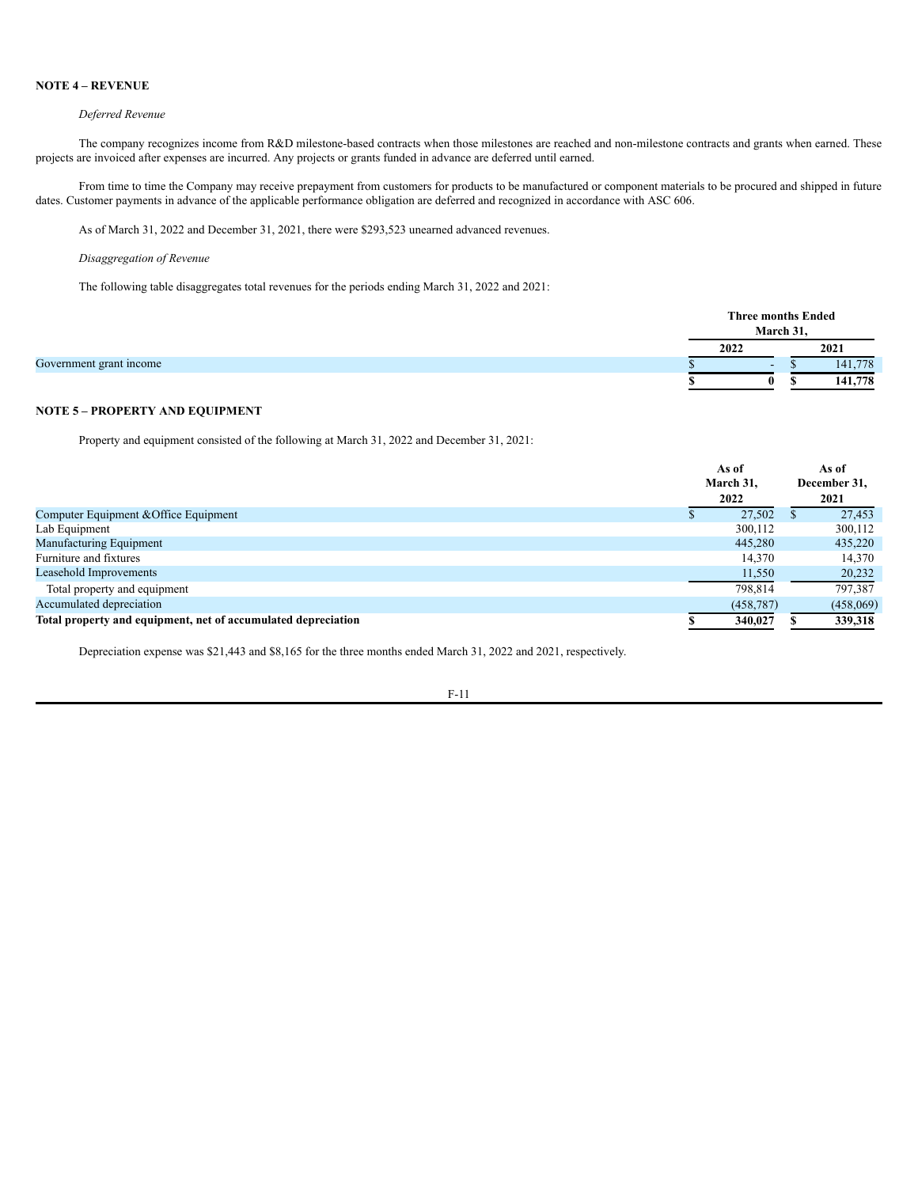## NOTE 4 – REVENUE

*Deferred Revenue*

The company recognizes income from R&D milestone-based contracts when those milestones are reached and non-milestone contracts and grants when earned. These projects are invoiced after expenses are incurred. Any projects or grants funded in advance are deferred until earned.

From time to time the Company may receive prepayment from customers for products to be manufactured or component materials to be procured and shipped in future dates. Customer payments in advance of the applicable performance obligation are deferred and recognized in accordance with ASC 606.

As of March 31, 2022 and December 31, 2021, there were $293,523 unearned advanced revenues.

*Disaggregation of Revenue*

The following table disaggregates total revenues for the periods ending March 31, 2022 and 2021:

| | Three months Ended March 31, | |
|---|---|---|
| | 2022 | 2021 |
| Government grant income | $ - | $ 141,778 |
| | **$ 0** | **$ 141,778** |

## NOTE 5 – PROPERTY AND EQUIPMENT

Property and equipment consisted of the following at March 31, 2022 and December 31, 2021:

| | As of March 31, 2022 | As of December 31, 2021 |
|---|---|---|
| Computer Equipment &Office Equipment | $ 27,502 | $ 27,453 |
| Lab Equipment | 300,112 | 300,112 |
| Manufacturing Equipment | 445,280 | 435,220 |
| Furniture and fixtures | 14,370 | 14,370 |
| Leasehold Improvements | 11,550 | 20,232 |
| Total property and equipment | 798,814 | 797,387 |
| Accumulated depreciation | (458,787) | (458,069) |
| **Total property and equipment, net of accumulated depreciation** | **$ 340,027** | **$ 339,318** |

Depreciation expense was $21,443 and $8,165 for the three months ended March 31, 2022 and 2021, respectively.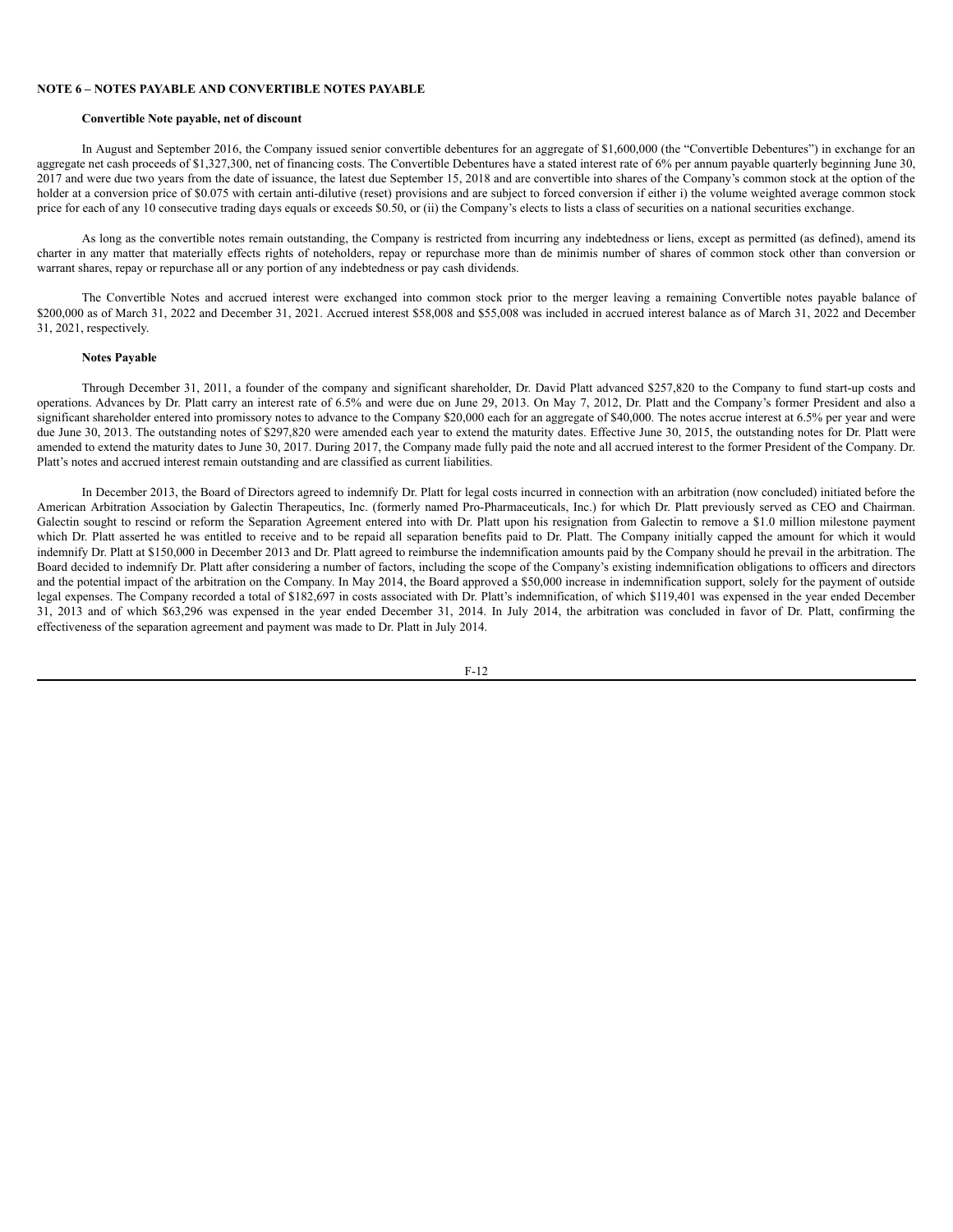## NOTE 6 – NOTES PAYABLE AND CONVERTIBLE NOTES PAYABLE

### Convertible Note payable, net of discount

In August and September 2016, the Company issued senior convertible debentures for an aggregate of $1,600,000 (the "Convertible Debentures") in exchange for an aggregate net cash proceeds of $1,327,300, net of financing costs. The Convertible Debentures have a stated interest rate of 6% per annum payable quarterly beginning June 30, 2017 and were due two years from the date of issuance, the latest due September 15, 2018 and are convertible into shares of the Company's common stock at the option of the holder at a conversion price of $0.075 with certain anti-dilutive (reset) provisions and are subject to forced conversion if either i) the volume weighted average common stock price for each of any 10 consecutive trading days equals or exceeds $0.50, or (ii) the Company's elects to lists a class of securities on a national securities exchange.

As long as the convertible notes remain outstanding, the Company is restricted from incurring any indebtedness or liens, except as permitted (as defined), amend its charter in any matter that materially effects rights of noteholders, repay or repurchase more than de minimis number of shares of common stock other than conversion or warrant shares, repay or repurchase all or any portion of any indebtedness or pay cash dividends.

The Convertible Notes and accrued interest were exchanged into common stock prior to the merger leaving a remaining Convertible notes payable balance of $200,000 as of March 31, 2022 and December 31, 2021. Accrued interest $58,008 and $55,008 was included in accrued interest balance as of March 31, 2022 and December 31, 2021, respectively.

### Notes Payable

Through December 31, 2011, a founder of the company and significant shareholder, Dr. David Platt advanced $257,820 to the Company to fund start-up costs and operations. Advances by Dr. Platt carry an interest rate of 6.5% and were due on June 29, 2013. On May 7, 2012, Dr. Platt and the Company's former President and also a significant shareholder entered into promissory notes to advance to the Company $20,000 each for an aggregate of $40,000. The notes accrue interest at 6.5% per year and were due June 30, 2013. The outstanding notes of $297,820 were amended each year to extend the maturity dates. Effective June 30, 2015, the outstanding notes for Dr. Platt were amended to extend the maturity dates to June 30, 2017. During 2017, the Company made fully paid the note and all accrued interest to the former President of the Company. Dr. Platt's notes and accrued interest remain outstanding and are classified as current liabilities.

In December 2013, the Board of Directors agreed to indemnify Dr. Platt for legal costs incurred in connection with an arbitration (now concluded) initiated before the American Arbitration Association by Galectin Therapeutics, Inc. (formerly named Pro-Pharmaceuticals, Inc.) for which Dr. Platt previously served as CEO and Chairman. Galectin sought to rescind or reform the Separation Agreement entered into with Dr. Platt upon his resignation from Galectin to remove a $1.0 million milestone payment which Dr. Platt asserted he was entitled to receive and to be repaid all separation benefits paid to Dr. Platt. The Company initially capped the amount for which it would indemnify Dr. Platt at $150,000 in December 2013 and Dr. Platt agreed to reimburse the indemnification amounts paid by the Company should he prevail in the arbitration. The Board decided to indemnify Dr. Platt after considering a number of factors, including the scope of the Company's existing indemnification obligations to officers and directors and the potential impact of the arbitration on the Company. In May 2014, the Board approved a $50,000 increase in indemnification support, solely for the payment of outside legal expenses. The Company recorded a total of $182,697 in costs associated with Dr. Platt's indemnification, of which $119,401 was expensed in the year ended December 31, 2013 and of which $63,296 was expensed in the year ended December 31, 2014. In July 2014, the arbitration was concluded in favor of Dr. Platt, confirming the effectiveness of the separation agreement and payment was made to Dr. Platt in July 2014.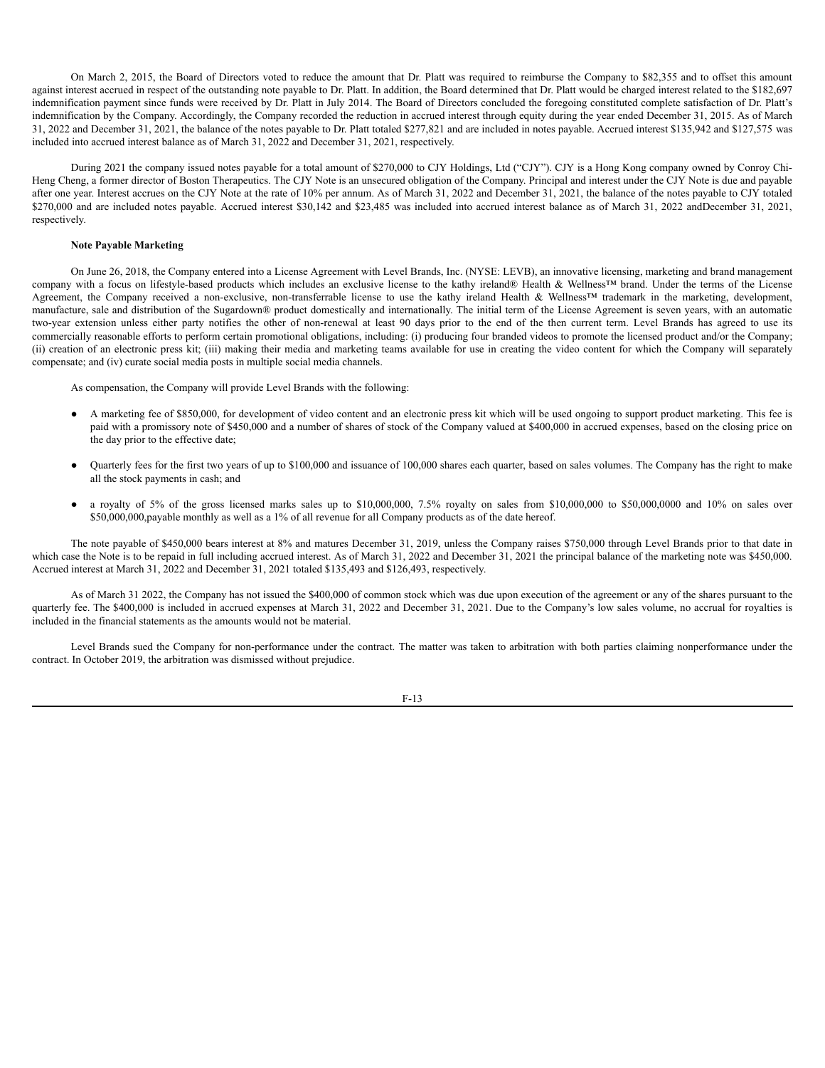On March 2, 2015, the Board of Directors voted to reduce the amount that Dr. Platt was required to reimburse the Company to $82,355 and to offset this amount against interest accrued in respect of the outstanding note payable to Dr. Platt. In addition, the Board determined that Dr. Platt would be charged interest related to the $182,697 indemnification payment since funds were received by Dr. Platt in July 2014. The Board of Directors concluded the foregoing constituted complete satisfaction of Dr. Platt's indemnification by the Company. Accordingly, the Company recorded the reduction in accrued interest through equity during the year ended December 31, 2015. As of March 31, 2022 and December 31, 2021, the balance of the notes payable to Dr. Platt totaled $277,821 and are included in notes payable. Accrued interest $135,942 and $127,575 was included into accrued interest balance as of March 31, 2022 and December 31, 2021, respectively.

During 2021 the company issued notes payable for a total amount of $270,000 to CJY Holdings, Ltd ("CJY"). CJY is a Hong Kong company owned by Conroy Chi-Heng Cheng, a former director of Boston Therapeutics. The CJY Note is an unsecured obligation of the Company. Principal and interest under the CJY Note is due and payable after one year. Interest accrues on the CJY Note at the rate of 10% per annum. As of March 31, 2022 and December 31, 2021, the balance of the notes payable to CJY totaled $270,000 and are included notes payable. Accrued interest $30,142 and $23,485 was included into accrued interest balance as of March 31, 2022 andDecember 31, 2021, respectively.

**Note Payable Marketing**

On June 26, 2018, the Company entered into a License Agreement with Level Brands, Inc. (NYSE: LEVB), an innovative licensing, marketing and brand management company with a focus on lifestyle-based products which includes an exclusive license to the kathy ireland® Health & Wellness™ brand. Under the terms of the License Agreement, the Company received a non-exclusive, non-transferrable license to use the kathy ireland Health & Wellness™ trademark in the marketing, development, manufacture, sale and distribution of the Sugardown® product domestically and internationally. The initial term of the License Agreement is seven years, with an automatic two-year extension unless either party notifies the other of non-renewal at least 90 days prior to the end of the then current term. Level Brands has agreed to use its commercially reasonable efforts to perform certain promotional obligations, including: (i) producing four branded videos to promote the licensed product and/or the Company; (ii) creation of an electronic press kit; (iii) making their media and marketing teams available for use in creating the video content for which the Company will separately compensate; and (iv) curate social media posts in multiple social media channels.

As compensation, the Company will provide Level Brands with the following:

- A marketing fee of $850,000, for development of video content and an electronic press kit which will be used ongoing to support product marketing. This fee is paid with a promissory note of $450,000 and a number of shares of stock of the Company valued at $400,000 in accrued expenses, based on the closing price on the day prior to the effective date;
- Quarterly fees for the first two years of up to $100,000 and issuance of 100,000 shares each quarter, based on sales volumes. The Company has the right to make all the stock payments in cash; and
- a royalty of 5% of the gross licensed marks sales up to $10,000,000, 7.5% royalty on sales from $10,000,000 to $50,000,0000 and 10% on sales over $50,000,000,payable monthly as well as a 1% of all revenue for all Company products as of the date hereof.

The note payable of $450,000 bears interest at 8% and matures December 31, 2019, unless the Company raises $750,000 through Level Brands prior to that date in which case the Note is to be repaid in full including accrued interest. As of March 31, 2022 and December 31, 2021 the principal balance of the marketing note was $450,000. Accrued interest at March 31, 2022 and December 31, 2021 totaled $135,493 and $126,493, respectively.

As of March 31 2022, the Company has not issued the $400,000 of common stock which was due upon execution of the agreement or any of the shares pursuant to the quarterly fee. The $400,000 is included in accrued expenses at March 31, 2022 and December 31, 2021. Due to the Company's low sales volume, no accrual for royalties is included in the financial statements as the amounts would not be material.

Level Brands sued the Company for non-performance under the contract. The matter was taken to arbitration with both parties claiming nonperformance under the contract. In October 2019, the arbitration was dismissed without prejudice.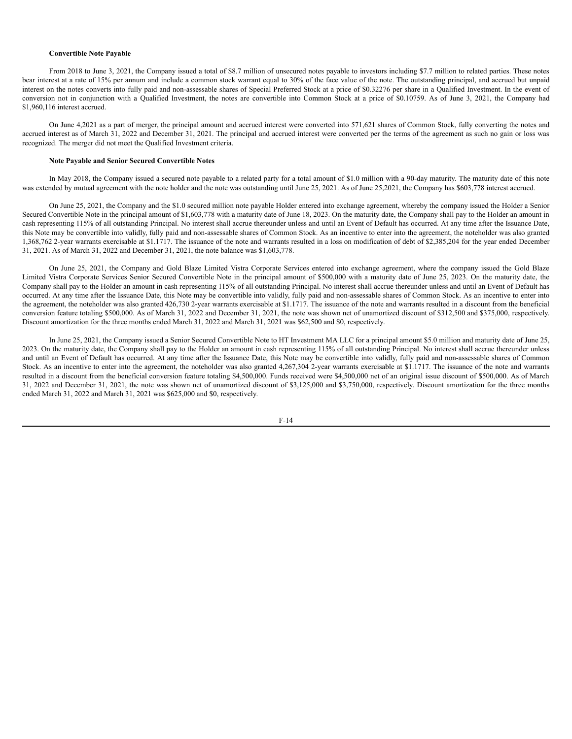**Convertible Note Payable**

From 2018 to June 3, 2021, the Company issued a total of $8.7 million of unsecured notes payable to investors including $7.7 million to related parties. These notes bear interest at a rate of 15% per annum and include a common stock warrant equal to 30% of the face value of the note. The outstanding principal, and accrued but unpaid interest on the notes converts into fully paid and non-assessable shares of Special Preferred Stock at a price of $0.32276 per share in a Qualified Investment. In the event of conversion not in conjunction with a Qualified Investment, the notes are convertible into Common Stock at a price of $0.10759. As of June 3, 2021, the Company had $1,960,116 interest accrued.

On June 4,2021 as a part of merger, the principal amount and accrued interest were converted into 571,621 shares of Common Stock, fully converting the notes and accrued interest as of March 31, 2022 and December 31, 2021. The principal and accrued interest were converted per the terms of the agreement as such no gain or loss was recognized. The merger did not meet the Qualified Investment criteria.

**Note Payable and Senior Secured Convertible Notes**

In May 2018, the Company issued a secured note payable to a related party for a total amount of $1.0 million with a 90-day maturity. The maturity date of this note was extended by mutual agreement with the note holder and the note was outstanding until June 25, 2021. As of June 25,2021, the Company has $603,778 interest accrued.

On June 25, 2021, the Company and the $1.0 secured million note payable Holder entered into exchange agreement, whereby the company issued the Holder a Senior Secured Convertible Note in the principal amount of $1,603,778 with a maturity date of June 18, 2023. On the maturity date, the Company shall pay to the Holder an amount in cash representing 115% of all outstanding Principal. No interest shall accrue thereunder unless and until an Event of Default has occurred. At any time after the Issuance Date, this Note may be convertible into validly, fully paid and non-assessable shares of Common Stock. As an incentive to enter into the agreement, the noteholder was also granted 1,368,762 2-year warrants exercisable at $1.1717. The issuance of the note and warrants resulted in a loss on modification of debt of $2,385,204 for the year ended December 31, 2021. As of March 31, 2022 and December 31, 2021, the note balance was $1,603,778.

On June 25, 2021, the Company and Gold Blaze Limited Vistra Corporate Services entered into exchange agreement, where the company issued the Gold Blaze Limited Vistra Corporate Services Senior Secured Convertible Note in the principal amount of $500,000 with a maturity date of June 25, 2023. On the maturity date, the Company shall pay to the Holder an amount in cash representing 115% of all outstanding Principal. No interest shall accrue thereunder unless and until an Event of Default has occurred. At any time after the Issuance Date, this Note may be convertible into validly, fully paid and non-assessable shares of Common Stock. As an incentive to enter into the agreement, the noteholder was also granted 426,730 2-year warrants exercisable at $1.1717. The issuance of the note and warrants resulted in a discount from the beneficial conversion feature totaling $500,000. As of March 31, 2022 and December 31, 2021, the note was shown net of unamortized discount of $312,500 and $375,000, respectively. Discount amortization for the three months ended March 31, 2022 and March 31, 2021 was $62,500 and $0, respectively.

In June 25, 2021, the Company issued a Senior Secured Convertible Note to HT Investment MA LLC for a principal amount $5.0 million and maturity date of June 25, 2023. On the maturity date, the Company shall pay to the Holder an amount in cash representing 115% of all outstanding Principal. No interest shall accrue thereunder unless and until an Event of Default has occurred. At any time after the Issuance Date, this Note may be convertible into validly, fully paid and non-assessable shares of Common Stock. As an incentive to enter into the agreement, the noteholder was also granted 4,267,304 2-year warrants exercisable at $1.1717. The issuance of the note and warrants resulted in a discount from the beneficial conversion feature totaling $4,500,000. Funds received were $4,500,000 net of an original issue discount of $500,000. As of March 31, 2022 and December 31, 2021, the note was shown net of unamortized discount of $3,125,000 and $3,750,000, respectively. Discount amortization for the three months ended March 31, 2022 and March 31, 2021 was $625,000 and $0, respectively.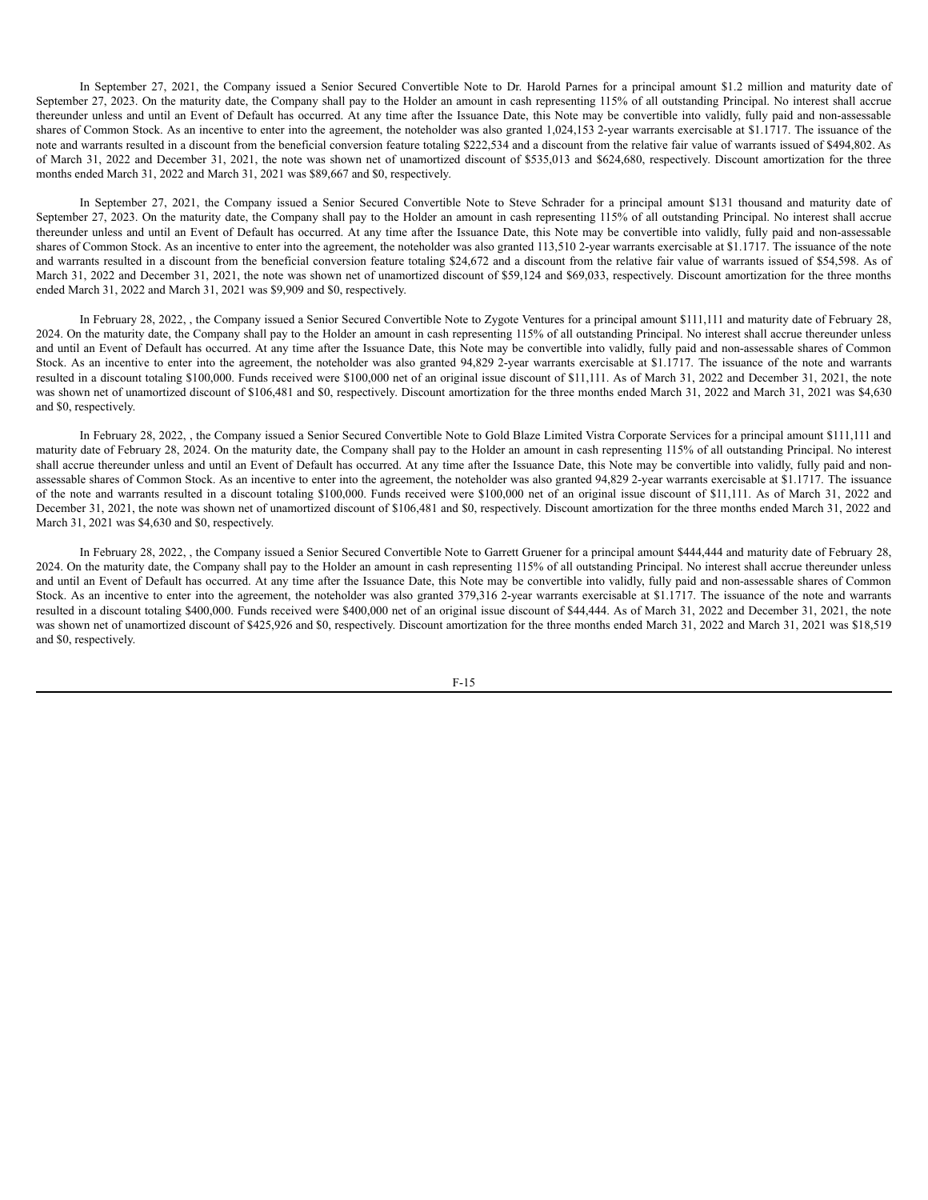In September 27, 2021, the Company issued a Senior Secured Convertible Note to Dr. Harold Parnes for a principal amount $1.2 million and maturity date of September 27, 2023. On the maturity date, the Company shall pay to the Holder an amount in cash representing 115% of all outstanding Principal. No interest shall accrue thereunder unless and until an Event of Default has occurred. At any time after the Issuance Date, this Note may be convertible into validly, fully paid and non-assessable shares of Common Stock. As an incentive to enter into the agreement, the noteholder was also granted 1,024,153 2-year warrants exercisable at $1.1717. The issuance of the note and warrants resulted in a discount from the beneficial conversion feature totaling $222,534 and a discount from the relative fair value of warrants issued of $494,802. As of March 31, 2022 and December 31, 2021, the note was shown net of unamortized discount of $535,013 and $624,680, respectively. Discount amortization for the three months ended March 31, 2022 and March 31, 2021 was $89,667 and $0, respectively.

In September 27, 2021, the Company issued a Senior Secured Convertible Note to Steve Schrader for a principal amount $131 thousand and maturity date of September 27, 2023. On the maturity date, the Company shall pay to the Holder an amount in cash representing 115% of all outstanding Principal. No interest shall accrue thereunder unless and until an Event of Default has occurred. At any time after the Issuance Date, this Note may be convertible into validly, fully paid and non-assessable shares of Common Stock. As an incentive to enter into the agreement, the noteholder was also granted 113,510 2-year warrants exercisable at $1.1717. The issuance of the note and warrants resulted in a discount from the beneficial conversion feature totaling $24,672 and a discount from the relative fair value of warrants issued of $54,598. As of March 31, 2022 and December 31, 2021, the note was shown net of unamortized discount of $59,124 and $69,033, respectively. Discount amortization for the three months ended March 31, 2022 and March 31, 2021 was $9,909 and $0, respectively.

In February 28, 2022, , the Company issued a Senior Secured Convertible Note to Zygote Ventures for a principal amount $111,111 and maturity date of February 28, 2024. On the maturity date, the Company shall pay to the Holder an amount in cash representing 115% of all outstanding Principal. No interest shall accrue thereunder unless and until an Event of Default has occurred. At any time after the Issuance Date, this Note may be convertible into validly, fully paid and non-assessable shares of Common Stock. As an incentive to enter into the agreement, the noteholder was also granted 94,829 2-year warrants exercisable at $1.1717. The issuance of the note and warrants resulted in a discount totaling $100,000. Funds received were $100,000 net of an original issue discount of $11,111. As of March 31, 2022 and December 31, 2021, the note was shown net of unamortized discount of $106,481 and $0, respectively. Discount amortization for the three months ended March 31, 2022 and March 31, 2021 was $4,630 and $0, respectively.

In February 28, 2022, , the Company issued a Senior Secured Convertible Note to Gold Blaze Limited Vistra Corporate Services for a principal amount $111,111 and maturity date of February 28, 2024. On the maturity date, the Company shall pay to the Holder an amount in cash representing 115% of all outstanding Principal. No interest shall accrue thereunder unless and until an Event of Default has occurred. At any time after the Issuance Date, this Note may be convertible into validly, fully paid and non-assessable shares of Common Stock. As an incentive to enter into the agreement, the noteholder was also granted 94,829 2-year warrants exercisable at $1.1717. The issuance of the note and warrants resulted in a discount totaling $100,000. Funds received were $100,000 net of an original issue discount of $11,111. As of March 31, 2022 and December 31, 2021, the note was shown net of unamortized discount of $106,481 and $0, respectively. Discount amortization for the three months ended March 31, 2022 and March 31, 2021 was $4,630 and $0, respectively.

In February 28, 2022, , the Company issued a Senior Secured Convertible Note to Garrett Gruener for a principal amount $444,444 and maturity date of February 28, 2024. On the maturity date, the Company shall pay to the Holder an amount in cash representing 115% of all outstanding Principal. No interest shall accrue thereunder unless and until an Event of Default has occurred. At any time after the Issuance Date, this Note may be convertible into validly, fully paid and non-assessable shares of Common Stock. As an incentive to enter into the agreement, the noteholder was also granted 379,316 2-year warrants exercisable at $1.1717. The issuance of the note and warrants resulted in a discount totaling $400,000. Funds received were $400,000 net of an original issue discount of $44,444. As of March 31, 2022 and December 31, 2021, the note was shown net of unamortized discount of $425,926 and $0, respectively. Discount amortization for the three months ended March 31, 2022 and March 31, 2021 was $18,519 and $0, respectively.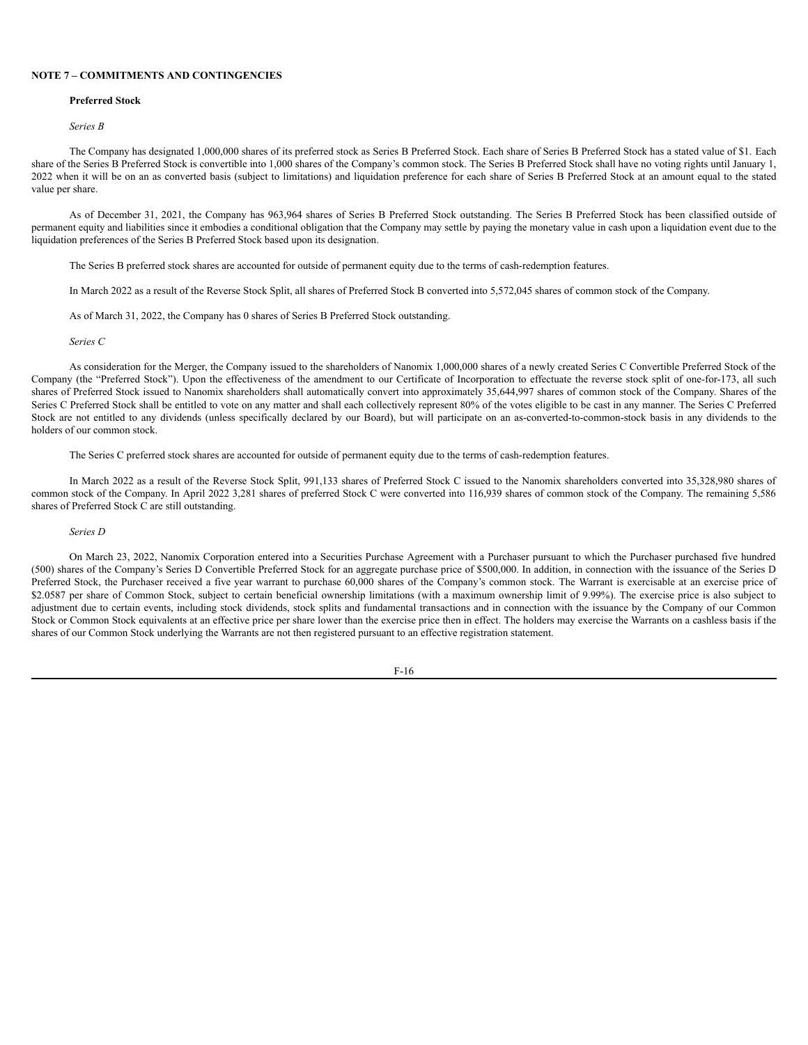## NOTE 7 – COMMITMENTS AND CONTINGENCIES

### Preferred Stock

*Series B*

The Company has designated 1,000,000 shares of its preferred stock as Series B Preferred Stock. Each share of Series B Preferred Stock has a stated value of $1. Each share of the Series B Preferred Stock is convertible into 1,000 shares of the Company's common stock. The Series B Preferred Stock shall have no voting rights until January 1, 2022 when it will be on an as converted basis (subject to limitations) and liquidation preference for each share of Series B Preferred Stock at an amount equal to the stated value per share.

As of December 31, 2021, the Company has 963,964 shares of Series B Preferred Stock outstanding. The Series B Preferred Stock has been classified outside of permanent equity and liabilities since it embodies a conditional obligation that the Company may settle by paying the monetary value in cash upon a liquidation event due to the liquidation preferences of the Series B Preferred Stock based upon its designation.

The Series B preferred stock shares are accounted for outside of permanent equity due to the terms of cash-redemption features.

In March 2022 as a result of the Reverse Stock Split, all shares of Preferred Stock B converted into 5,572,045 shares of common stock of the Company.

As of March 31, 2022, the Company has 0 shares of Series B Preferred Stock outstanding.

*Series C*

As consideration for the Merger, the Company issued to the shareholders of Nanomix 1,000,000 shares of a newly created Series C Convertible Preferred Stock of the Company (the "Preferred Stock"). Upon the effectiveness of the amendment to our Certificate of Incorporation to effectuate the reverse stock split of one-for-173, all such shares of Preferred Stock issued to Nanomix shareholders shall automatically convert into approximately 35,644,997 shares of common stock of the Company. Shares of the Series C Preferred Stock shall be entitled to vote on any matter and shall each collectively represent 80% of the votes eligible to be cast in any manner. The Series C Preferred Stock are not entitled to any dividends (unless specifically declared by our Board), but will participate on an as-converted-to-common-stock basis in any dividends to the holders of our common stock.

The Series C preferred stock shares are accounted for outside of permanent equity due to the terms of cash-redemption features.

In March 2022 as a result of the Reverse Stock Split, 991,133 shares of Preferred Stock C issued to the Nanomix shareholders converted into 35,328,980 shares of common stock of the Company. In April 2022 3,281 shares of preferred Stock C were converted into 116,939 shares of common stock of the Company. The remaining 5,586 shares of Preferred Stock C are still outstanding.

*Series D*

On March 23, 2022, Nanomix Corporation entered into a Securities Purchase Agreement with a Purchaser pursuant to which the Purchaser purchased five hundred (500) shares of the Company's Series D Convertible Preferred Stock for an aggregate purchase price of $500,000. In addition, in connection with the issuance of the Series D Preferred Stock, the Purchaser received a five year warrant to purchase 60,000 shares of the Company's common stock. The Warrant is exercisable at an exercise price of $2.0587 per share of Common Stock, subject to certain beneficial ownership limitations (with a maximum ownership limit of 9.99%). The exercise price is also subject to adjustment due to certain events, including stock dividends, stock splits and fundamental transactions and in connection with the issuance by the Company of our Common Stock or Common Stock equivalents at an effective price per share lower than the exercise price then in effect. The holders may exercise the Warrants on a cashless basis if the shares of our Common Stock underlying the Warrants are not then registered pursuant to an effective registration statement.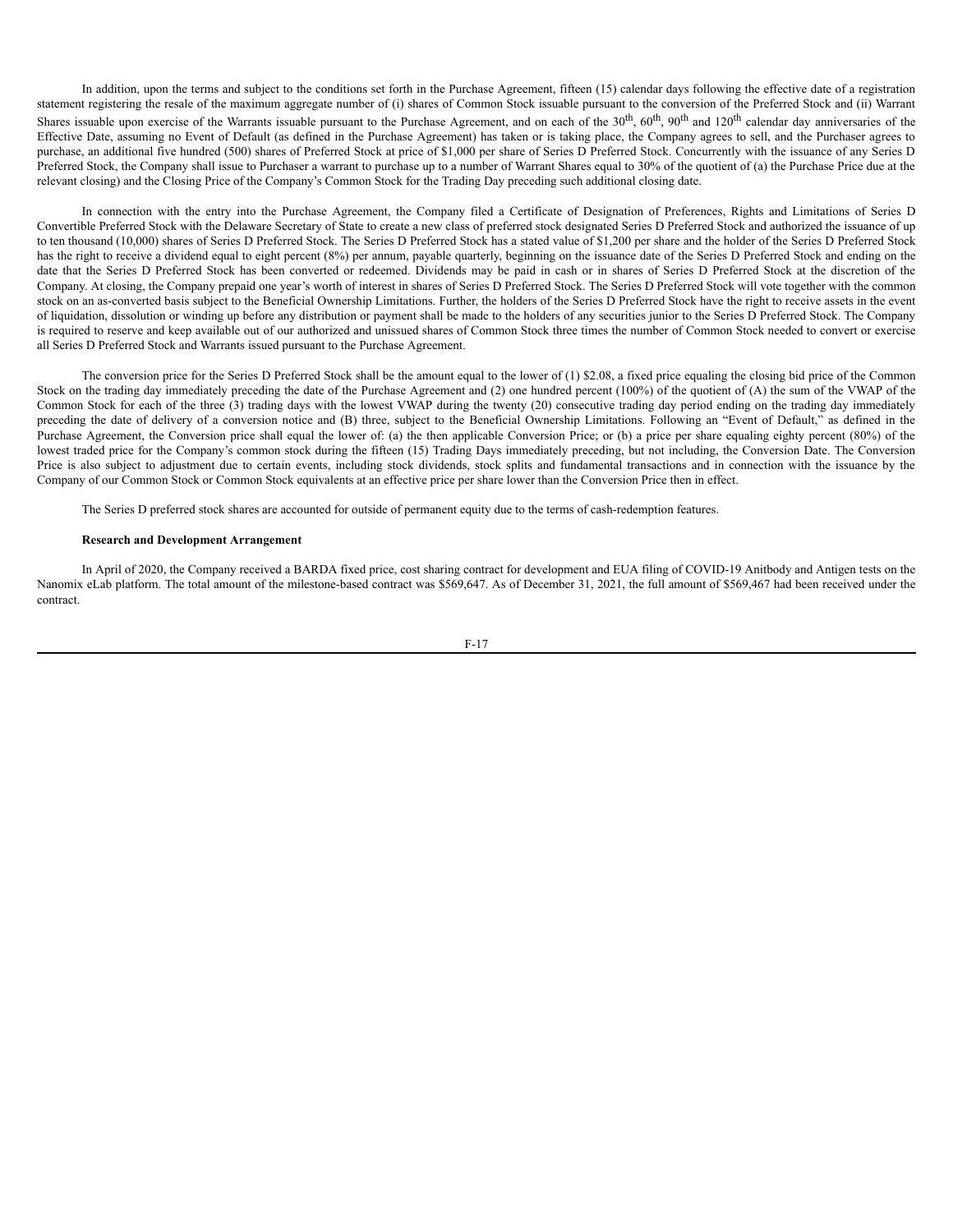In addition, upon the terms and subject to the conditions set forth in the Purchase Agreement, fifteen (15) calendar days following the effective date of a registration statement registering the resale of the maximum aggregate number of (i) shares of Common Stock issuable pursuant to the conversion of the Preferred Stock and (ii) Warrant Shares issuable upon exercise of the Warrants issuable pursuant to the Purchase Agreement, and on each of the 30th, 60th, 90th and 120th calendar day anniversaries of the Effective Date, assuming no Event of Default (as defined in the Purchase Agreement) has taken or is taking place, the Company agrees to sell, and the Purchaser agrees to purchase, an additional five hundred (500) shares of Preferred Stock at price of $1,000 per share of Series D Preferred Stock. Concurrently with the issuance of any Series D Preferred Stock, the Company shall issue to Purchaser a warrant to purchase up to a number of Warrant Shares equal to 30% of the quotient of (a) the Purchase Price due at the relevant closing) and the Closing Price of the Company's Common Stock for the Trading Day preceding such additional closing date.

In connection with the entry into the Purchase Agreement, the Company filed a Certificate of Designation of Preferences, Rights and Limitations of Series D Convertible Preferred Stock with the Delaware Secretary of State to create a new class of preferred stock designated Series D Preferred Stock and authorized the issuance of up to ten thousand (10,000) shares of Series D Preferred Stock. The Series D Preferred Stock has a stated value of $1,200 per share and the holder of the Series D Preferred Stock has the right to receive a dividend equal to eight percent (8%) per annum, payable quarterly, beginning on the issuance date of the Series D Preferred Stock and ending on the date that the Series D Preferred Stock has been converted or redeemed. Dividends may be paid in cash or in shares of Series D Preferred Stock at the discretion of the Company. At closing, the Company prepaid one year's worth of interest in shares of Series D Preferred Stock. The Series D Preferred Stock will vote together with the common stock on an as-converted basis subject to the Beneficial Ownership Limitations. Further, the holders of the Series D Preferred Stock have the right to receive assets in the event of liquidation, dissolution or winding up before any distribution or payment shall be made to the holders of any securities junior to the Series D Preferred Stock. The Company is required to reserve and keep available out of our authorized and unissued shares of Common Stock three times the number of Common Stock needed to convert or exercise all Series D Preferred Stock and Warrants issued pursuant to the Purchase Agreement.

The conversion price for the Series D Preferred Stock shall be the amount equal to the lower of (1) $2.08, a fixed price equaling the closing bid price of the Common Stock on the trading day immediately preceding the date of the Purchase Agreement and (2) one hundred percent (100%) of the quotient of (A) the sum of the VWAP of the Common Stock for each of the three (3) trading days with the lowest VWAP during the twenty (20) consecutive trading day period ending on the trading day immediately preceding the date of delivery of a conversion notice and (B) three, subject to the Beneficial Ownership Limitations. Following an "Event of Default," as defined in the Purchase Agreement, the Conversion price shall equal the lower of: (a) the then applicable Conversion Price; or (b) a price per share equaling eighty percent (80%) of the lowest traded price for the Company's common stock during the fifteen (15) Trading Days immediately preceding, but not including, the Conversion Date. The Conversion Price is also subject to adjustment due to certain events, including stock dividends, stock splits and fundamental transactions and in connection with the issuance by the Company of our Common Stock or Common Stock equivalents at an effective price per share lower than the Conversion Price then in effect.

The Series D preferred stock shares are accounted for outside of permanent equity due to the terms of cash-redemption features.

**Research and Development Arrangement**

In April of 2020, the Company received a BARDA fixed price, cost sharing contract for development and EUA filing of COVID-19 Anitbody and Antigen tests on the Nanomix eLab platform. The total amount of the milestone-based contract was $569,647. As of December 31, 2021, the full amount of $569,467 had been received under the contract.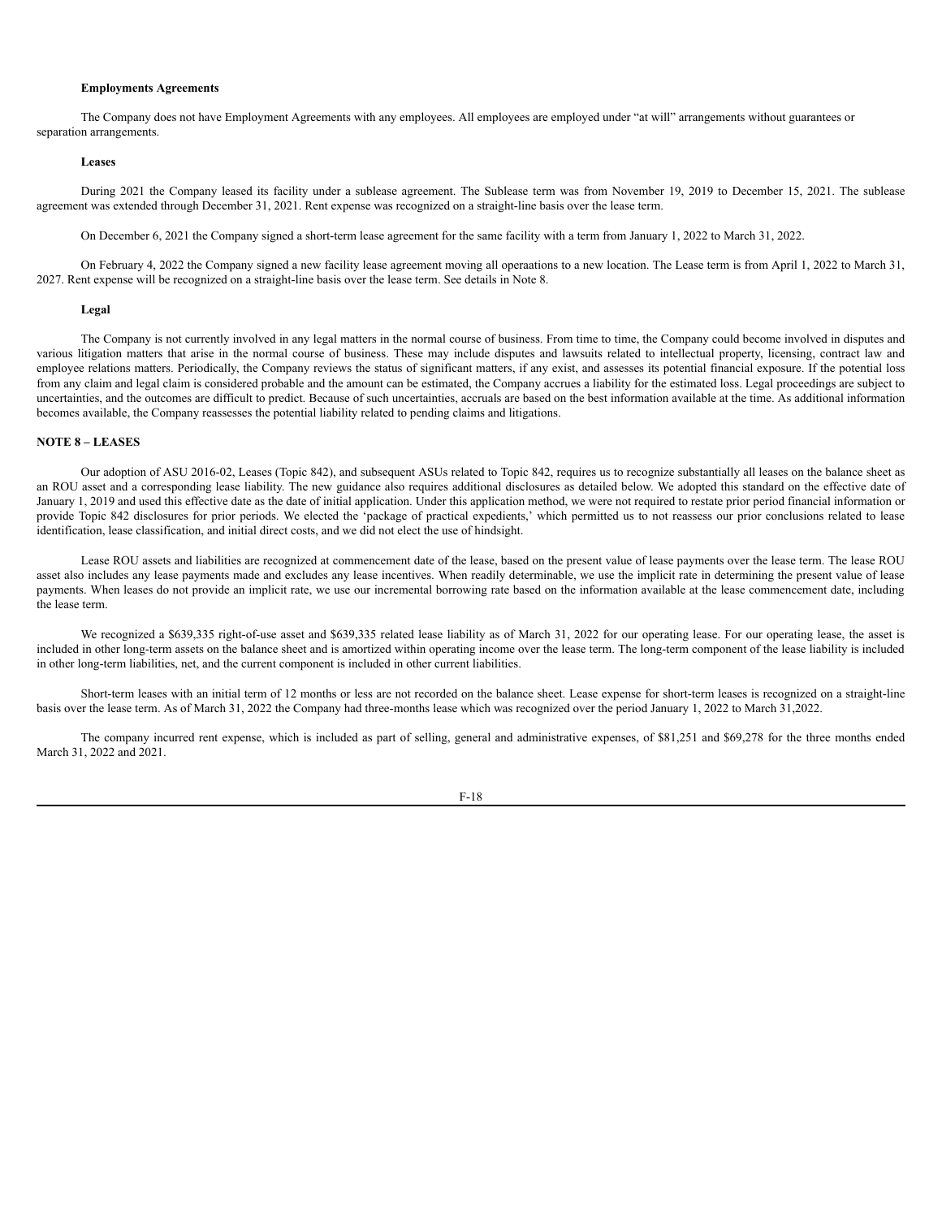**Employments Agreements**

The Company does not have Employment Agreements with any employees. All employees are employed under "at will" arrangements without guarantees or separation arrangements.

**Leases**

During 2021 the Company leased its facility under a sublease agreement. The Sublease term was from November 19, 2019 to December 15, 2021. The sublease agreement was extended through December 31, 2021. Rent expense was recognized on a straight-line basis over the lease term.

On December 6, 2021 the Company signed a short-term lease agreement for the same facility with a term from January 1, 2022 to March 31, 2022.

On February 4, 2022 the Company signed a new facility lease agreement moving all operaations to a new location. The Lease term is from April 1, 2022 to March 31, 2027. Rent expense will be recognized on a straight-line basis over the lease term. See details in Note 8.

**Legal**

The Company is not currently involved in any legal matters in the normal course of business. From time to time, the Company could become involved in disputes and various litigation matters that arise in the normal course of business. These may include disputes and lawsuits related to intellectual property, licensing, contract law and employee relations matters. Periodically, the Company reviews the status of significant matters, if any exist, and assesses its potential financial exposure. If the potential loss from any claim and legal claim is considered probable and the amount can be estimated, the Company accrues a liability for the estimated loss. Legal proceedings are subject to uncertainties, and the outcomes are difficult to predict. Because of such uncertainties, accruals are based on the best information available at the time. As additional information becomes available, the Company reassesses the potential liability related to pending claims and litigations.

## NOTE 8 – LEASES

Our adoption of ASU 2016-02, Leases (Topic 842), and subsequent ASUs related to Topic 842, requires us to recognize substantially all leases on the balance sheet as an ROU asset and a corresponding lease liability. The new guidance also requires additional disclosures as detailed below. We adopted this standard on the effective date of January 1, 2019 and used this effective date as the date of initial application. Under this application method, we were not required to restate prior period financial information or provide Topic 842 disclosures for prior periods. We elected the 'package of practical expedients,' which permitted us to not reassess our prior conclusions related to lease identification, lease classification, and initial direct costs, and we did not elect the use of hindsight.

Lease ROU assets and liabilities are recognized at commencement date of the lease, based on the present value of lease payments over the lease term. The lease ROU asset also includes any lease payments made and excludes any lease incentives. When readily determinable, we use the implicit rate in determining the present value of lease payments. When leases do not provide an implicit rate, we use our incremental borrowing rate based on the information available at the lease commencement date, including the lease term.

We recognized a $639,335 right-of-use asset and $639,335 related lease liability as of March 31, 2022 for our operating lease. For our operating lease, the asset is included in other long-term assets on the balance sheet and is amortized within operating income over the lease term. The long-term component of the lease liability is included in other long-term liabilities, net, and the current component is included in other current liabilities.

Short-term leases with an initial term of 12 months or less are not recorded on the balance sheet. Lease expense for short-term leases is recognized on a straight-line basis over the lease term. As of March 31, 2022 the Company had three-months lease which was recognized over the period January 1, 2022 to March 31,2022.

The company incurred rent expense, which is included as part of selling, general and administrative expenses, of $81,251 and $69,278 for the three months ended March 31, 2022 and 2021.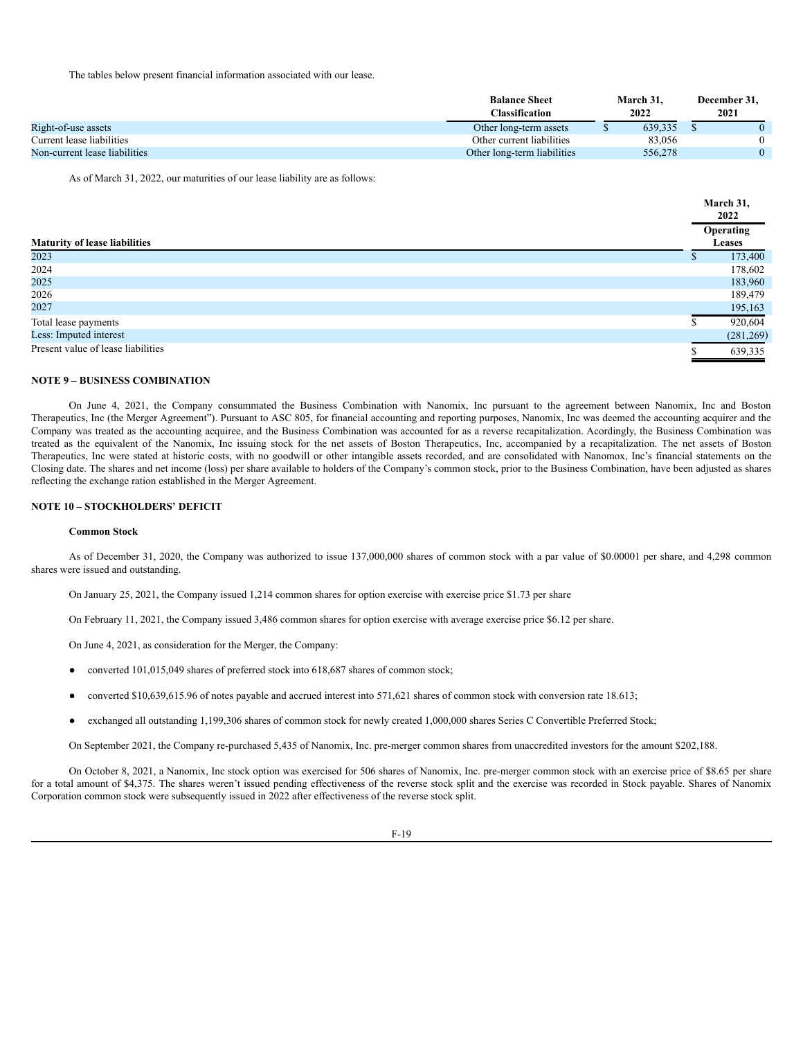The tables below present financial information associated with our lease.

| | Balance Sheet Classification | March 31, 2022 | December 31, 2021 |
|---|---|---|---|
| Right-of-use assets | Other long-term assets | $ 639,335 | $ 0 |
| Current lease liabilities | Other current liabilities | 83,056 | 0 |
| Non-current lease liabilities | Other long-term liabilities | 556,278 | 0 |

As of March 31, 2022, our maturities of our lease liability are as follows:

| Maturity of lease liabilities | March 31, 2022 Operating Leases |
|---|---|
| 2023 | $ 173,400 |
| 2024 | 178,602 |
| 2025 | 183,960 |
| 2026 | 189,479 |
| 2027 | 195,163 |
| Total lease payments | $ 920,604 |
| Less: Imputed interest | (281,269) |
| Present value of lease liabilities | $ 639,335 |

## NOTE 9 – BUSINESS COMBINATION

On June 4, 2021, the Company consummated the Business Combination with Nanomix, Inc pursuant to the agreement between Nanomix, Inc and Boston Therapeutics, Inc (the Merger Agreement"). Pursuant to ASC 805, for financial accounting and reporting purposes, Nanomix, Inc was deemed the accounting acquirer and the Company was treated as the accounting acquiree, and the Business Combination was accounted for as a reverse recapitalization. Acordingly, the Business Combination was treated as the equivalent of the Nanomix, Inc issuing stock for the net assets of Boston Therapeutics, Inc, accompanied by a recapitalization. The net assets of Boston Therapeutics, Inc were stated at historic costs, with no goodwill or other intangible assets recorded, and are consolidated with Nanomox, Inc's financial statements on the Closing date. The shares and net income (loss) per share available to holders of the Company's common stock, prior to the Business Combination, have been adjusted as shares reflecting the exchange ration established in the Merger Agreement.

## NOTE 10 – STOCKHOLDERS' DEFICIT

### Common Stock

As of December 31, 2020, the Company was authorized to issue 137,000,000 shares of common stock with a par value of $0.00001 per share, and 4,298 common shares were issued and outstanding.

On January 25, 2021, the Company issued 1,214 common shares for option exercise with exercise price $1.73 per share

On February 11, 2021, the Company issued 3,486 common shares for option exercise with average exercise price $6.12 per share.

On June 4, 2021, as consideration for the Merger, the Company:

- converted 101,015,049 shares of preferred stock into 618,687 shares of common stock;
- converted $10,639,615.96 of notes payable and accrued interest into 571,621 shares of common stock with conversion rate 18.613;
- exchanged all outstanding 1,199,306 shares of common stock for newly created 1,000,000 shares Series C Convertible Preferred Stock;

On September 2021, the Company re-purchased 5,435 of Nanomix, Inc. pre-merger common shares from unaccredited investors for the amount $202,188.

On October 8, 2021, a Nanomix, Inc stock option was exercised for 506 shares of Nanomix, Inc. pre-merger common stock with an exercise price of $8.65 per share for a total amount of $4,375. The shares weren't issued pending effectiveness of the reverse stock split and the exercise was recorded in Stock payable. Shares of Nanomix Corporation common stock were subsequently issued in 2022 after effectiveness of the reverse stock split.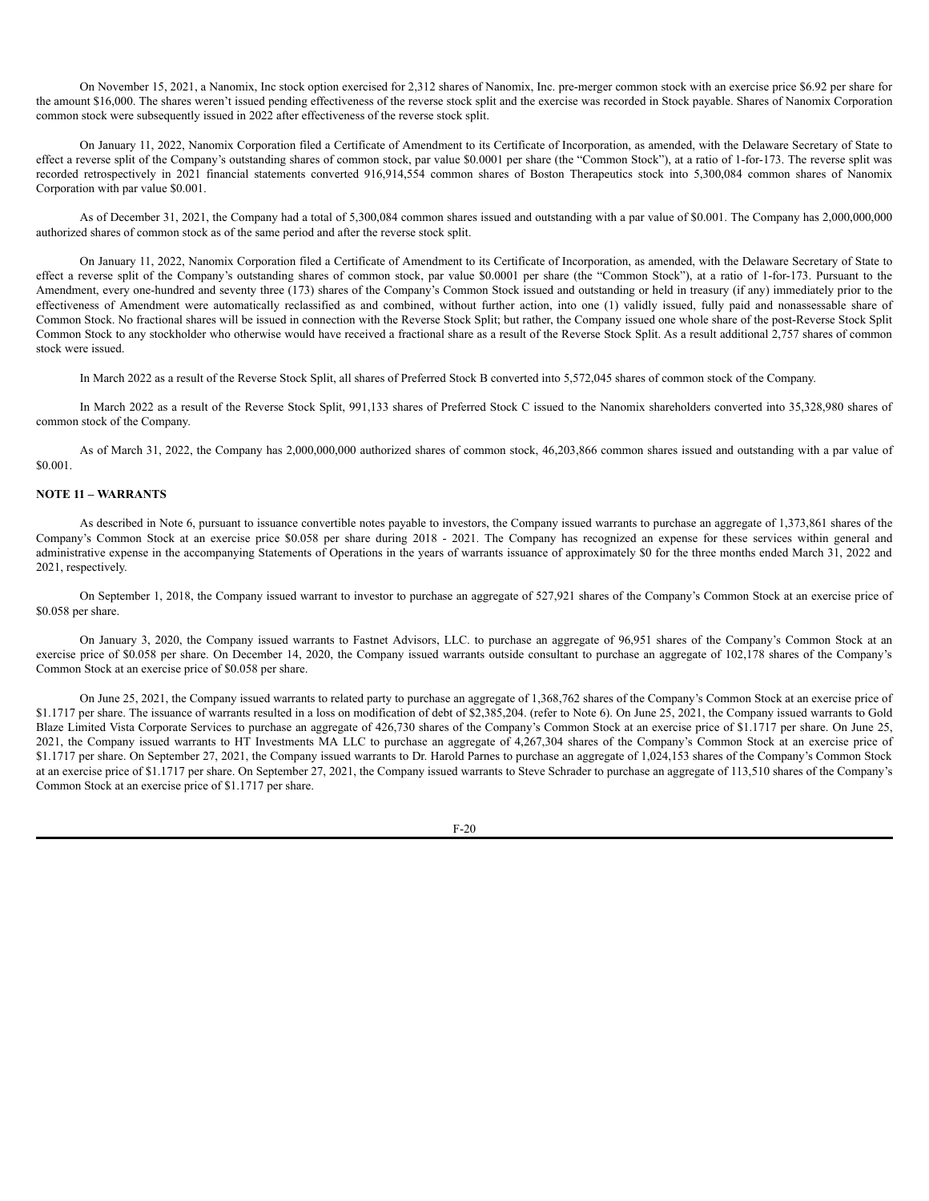On November 15, 2021, a Nanomix, Inc stock option exercised for 2,312 shares of Nanomix, Inc. pre-merger common stock with an exercise price $6.92 per share for the amount $16,000. The shares weren't issued pending effectiveness of the reverse stock split and the exercise was recorded in Stock payable. Shares of Nanomix Corporation common stock were subsequently issued in 2022 after effectiveness of the reverse stock split.

On January 11, 2022, Nanomix Corporation filed a Certificate of Amendment to its Certificate of Incorporation, as amended, with the Delaware Secretary of State to effect a reverse split of the Company's outstanding shares of common stock, par value $0.0001 per share (the "Common Stock"), at a ratio of 1-for-173. The reverse split was recorded retrospectively in 2021 financial statements converted 916,914,554 common shares of Boston Therapeutics stock into 5,300,084 common shares of Nanomix Corporation with par value $0.001.

As of December 31, 2021, the Company had a total of 5,300,084 common shares issued and outstanding with a par value of $0.001. The Company has 2,000,000,000 authorized shares of common stock as of the same period and after the reverse stock split.

On January 11, 2022, Nanomix Corporation filed a Certificate of Amendment to its Certificate of Incorporation, as amended, with the Delaware Secretary of State to effect a reverse split of the Company's outstanding shares of common stock, par value $0.0001 per share (the "Common Stock"), at a ratio of 1-for-173. Pursuant to the Amendment, every one-hundred and seventy three (173) shares of the Company's Common Stock issued and outstanding or held in treasury (if any) immediately prior to the effectiveness of Amendment were automatically reclassified as and combined, without further action, into one (1) validly issued, fully paid and nonassessable share of Common Stock. No fractional shares will be issued in connection with the Reverse Stock Split; but rather, the Company issued one whole share of the post-Reverse Stock Split Common Stock to any stockholder who otherwise would have received a fractional share as a result of the Reverse Stock Split. As a result additional 2,757 shares of common stock were issued.

In March 2022 as a result of the Reverse Stock Split, all shares of Preferred Stock B converted into 5,572,045 shares of common stock of the Company.

In March 2022 as a result of the Reverse Stock Split, 991,133 shares of Preferred Stock C issued to the Nanomix shareholders converted into 35,328,980 shares of common stock of the Company.

As of March 31, 2022, the Company has 2,000,000,000 authorized shares of common stock, 46,203,866 common shares issued and outstanding with a par value of $0.001.

## NOTE 11 – WARRANTS

As described in Note 6, pursuant to issuance convertible notes payable to investors, the Company issued warrants to purchase an aggregate of 1,373,861 shares of the Company's Common Stock at an exercise price $0.058 per share during 2018 - 2021. The Company has recognized an expense for these services within general and administrative expense in the accompanying Statements of Operations in the years of warrants issuance of approximately $0 for the three months ended March 31, 2022 and 2021, respectively.

On September 1, 2018, the Company issued warrant to investor to purchase an aggregate of 527,921 shares of the Company's Common Stock at an exercise price of $0.058 per share.

On January 3, 2020, the Company issued warrants to Fastnet Advisors, LLC. to purchase an aggregate of 96,951 shares of the Company's Common Stock at an exercise price of $0.058 per share. On December 14, 2020, the Company issued warrants outside consultant to purchase an aggregate of 102,178 shares of the Company's Common Stock at an exercise price of $0.058 per share.

On June 25, 2021, the Company issued warrants to related party to purchase an aggregate of 1,368,762 shares of the Company's Common Stock at an exercise price of $1.1717 per share. The issuance of warrants resulted in a loss on modification of debt of $2,385,204. (refer to Note 6). On June 25, 2021, the Company issued warrants to Gold Blaze Limited Vista Corporate Services to purchase an aggregate of 426,730 shares of the Company's Common Stock at an exercise price of $1.1717 per share. On June 25, 2021, the Company issued warrants to HT Investments MA LLC to purchase an aggregate of 4,267,304 shares of the Company's Common Stock at an exercise price of $1.1717 per share. On September 27, 2021, the Company issued warrants to Dr. Harold Parnes to purchase an aggregate of 1,024,153 shares of the Company's Common Stock at an exercise price of $1.1717 per share. On September 27, 2021, the Company issued warrants to Steve Schrader to purchase an aggregate of 113,510 shares of the Company's Common Stock at an exercise price of $1.1717 per share.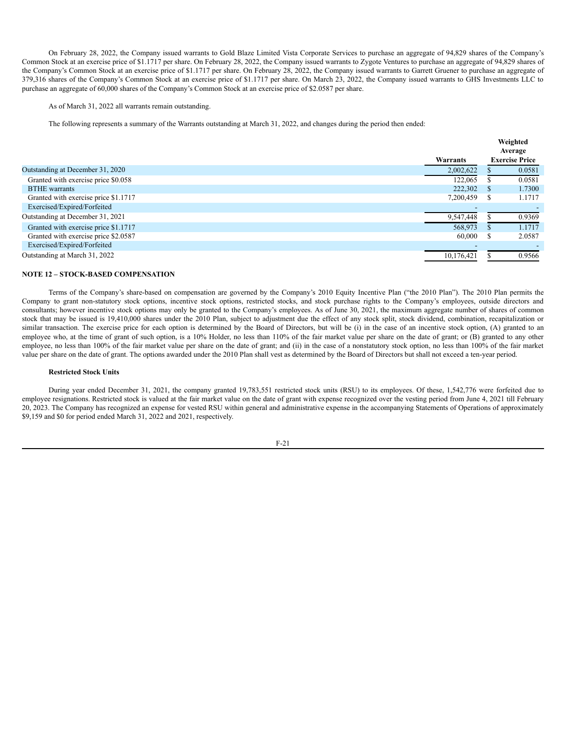On February 28, 2022, the Company issued warrants to Gold Blaze Limited Vista Corporate Services to purchase an aggregate of 94,829 shares of the Company's Common Stock at an exercise price of $1.1717 per share. On February 28, 2022, the Company issued warrants to Zygote Ventures to purchase an aggregate of 94,829 shares of the Company's Common Stock at an exercise price of $1.1717 per share. On February 28, 2022, the Company issued warrants to Garrett Gruener to purchase an aggregate of 379,316 shares of the Company's Common Stock at an exercise price of $1.1717 per share. On March 23, 2022, the Company issued warrants to GHS Investments LLC to purchase an aggregate of 60,000 shares of the Company's Common Stock at an exercise price of $2.0587 per share.

As of March 31, 2022 all warrants remain outstanding.

The following represents a summary of the Warrants outstanding at March 31, 2022, and changes during the period then ended:

| | Warrants | Weighted Average Exercise Price |
|---|---|---|
| Outstanding at December 31, 2020 | 2,002,622 | $ 0.0581 |
| Granted with exercise price $0.058 | 122,065 | $ 0.0581 |
| BTHE warrants | 222,302 | $ 1.7300 |
| Granted with exercise price $1.1717 | 7,200,459 | $ 1.1717 |
| Exercised/Expired/Forfeited | - | - |
| Outstanding at December 31, 2021 | 9,547,448 | $ 0.9369 |
| Granted with exercise price $1.1717 | 568,973 | $ 1.1717 |
| Granted with exercise price $2.0587 | 60,000 | $ 2.0587 |
| Exercised/Expired/Forfeited | - | - |
| Outstanding at March 31, 2022 | 10,176,421 | $ 0.9566 |

## NOTE 12 – STOCK-BASED COMPENSATION

Terms of the Company's share-based on compensation are governed by the Company's 2010 Equity Incentive Plan ("the 2010 Plan"). The 2010 Plan permits the Company to grant non-statutory stock options, incentive stock options, restricted stocks, and stock purchase rights to the Company's employees, outside directors and consultants; however incentive stock options may only be granted to the Company's employees. As of June 30, 2021, the maximum aggregate number of shares of common stock that may be issued is 19,410,000 shares under the 2010 Plan, subject to adjustment due the effect of any stock split, stock dividend, combination, recapitalization or similar transaction. The exercise price for each option is determined by the Board of Directors, but will be (i) in the case of an incentive stock option, (A) granted to an employee who, at the time of grant of such option, is a 10% Holder, no less than 110% of the fair market value per share on the date of grant; or (B) granted to any other employee, no less than 100% of the fair market value per share on the date of grant; and (ii) in the case of a nonstatutory stock option, no less than 100% of the fair market value per share on the date of grant. The options awarded under the 2010 Plan shall vest as determined by the Board of Directors but shall not exceed a ten-year period.

**Restricted Stock Units**

During year ended December 31, 2021, the company granted 19,783,551 restricted stock units (RSU) to its employees. Of these, 1,542,776 were forfeited due to employee resignations. Restricted stock is valued at the fair market value on the date of grant with expense recognized over the vesting period from June 4, 2021 till February 20, 2023. The Company has recognized an expense for vested RSU within general and administrative expense in the accompanying Statements of Operations of approximately $9,159 and $0 for period ended March 31, 2022 and 2021, respectively.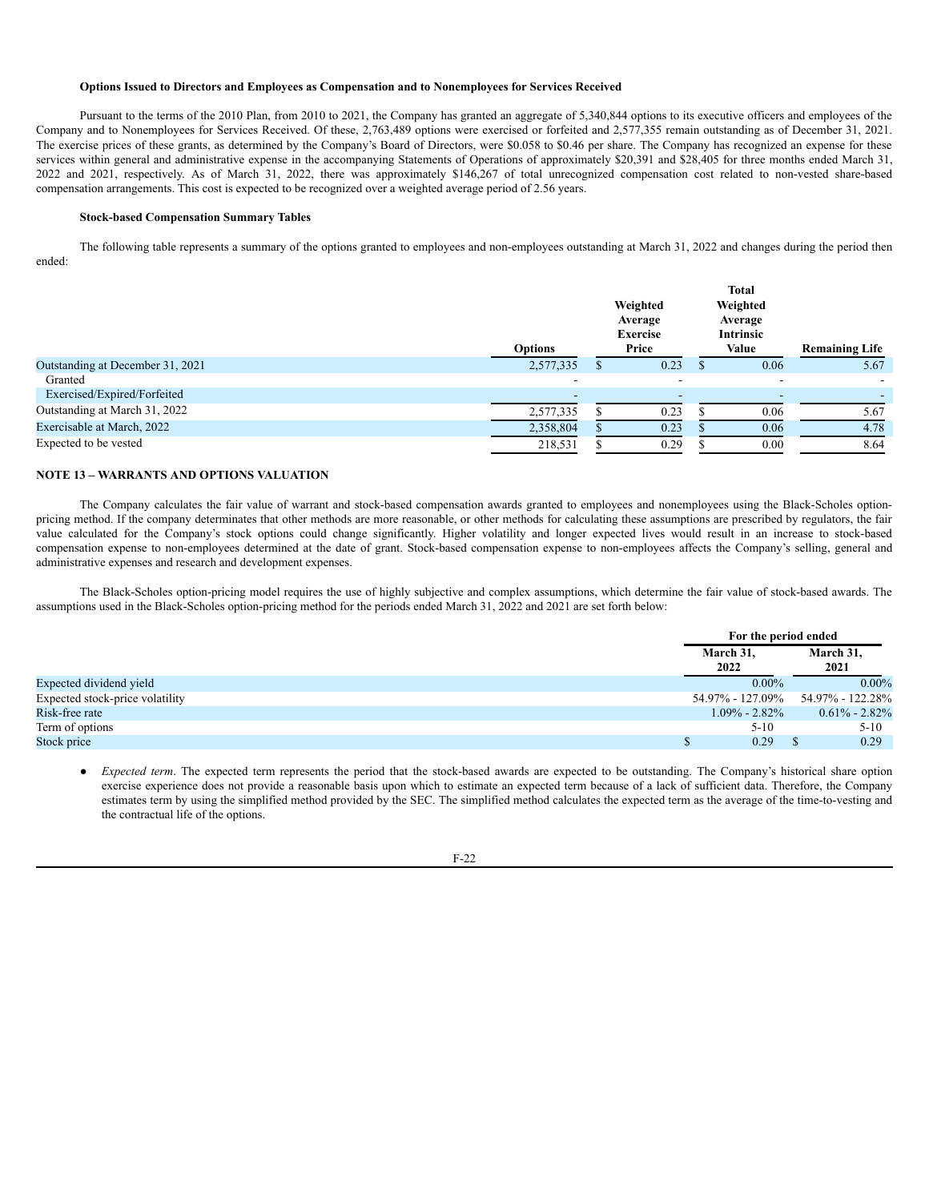**Options Issued to Directors and Employees as Compensation and to Nonemployees for Services Received**

Pursuant to the terms of the 2010 Plan, from 2010 to 2021, the Company has granted an aggregate of 5,340,844 options to its executive officers and employees of the Company and to Nonemployees for Services Received. Of these, 2,763,489 options were exercised or forfeited and 2,577,355 remain outstanding as of December 31, 2021. The exercise prices of these grants, as determined by the Company's Board of Directors, were $0.058 to $0.46 per share. The Company has recognized an expense for these services within general and administrative expense in the accompanying Statements of Operations of approximately $20,391 and $28,405 for three months ended March 31, 2022 and 2021, respectively. As of March 31, 2022, there was approximately $146,267 of total unrecognized compensation cost related to non-vested share-based compensation arrangements. This cost is expected to be recognized over a weighted average period of 2.56 years.

**Stock-based Compensation Summary Tables**

The following table represents a summary of the options granted to employees and non-employees outstanding at March 31, 2022 and changes during the period then ended:

| | Options | Weighted Average Exercise Price | Total Weighted Average Intrinsic Value | Remaining Life |
|---|---|---|---|---|
| Outstanding at December 31, 2021 | 2,577,335 | $ 0.23 | $ 0.06 | 5.67 |
| Granted | - | - | - | - |
| Exercised/Expired/Forfeited | - | - | - | - |
| Outstanding at March 31, 2022 | 2,577,335 | $ 0.23 | $ 0.06 | 5.67 |
| Exercisable at March, 2022 | 2,358,804 | $ 0.23 | $ 0.06 | 4.78 |
| Expected to be vested | 218,531 | $ 0.29 | $ 0.00 | 8.64 |

**NOTE 13 – WARRANTS AND OPTIONS VALUATION**

The Company calculates the fair value of warrant and stock-based compensation awards granted to employees and nonemployees using the Black-Scholes option-pricing method. If the company determinates that other methods are more reasonable, or other methods for calculating these assumptions are prescribed by regulators, the fair value calculated for the Company's stock options could change significantly. Higher volatility and longer expected lives would result in an increase to stock-based compensation expense to non-employees determined at the date of grant. Stock-based compensation expense to non-employees affects the Company's selling, general and administrative expenses and research and development expenses.

The Black-Scholes option-pricing model requires the use of highly subjective and complex assumptions, which determine the fair value of stock-based awards. The assumptions used in the Black-Scholes option-pricing method for the periods ended March 31, 2022 and 2021 are set forth below:

| | For the period ended | |
|---|---|---|
| | March 31, 2022 | March 31, 2021 |
| Expected dividend yield | 0.00% | 0.00% |
| Expected stock-price volatility | 54.97% - 127.09% | 54.97% - 122.28% |
| Risk-free rate | 1.09% - 2.82% | 0.61% - 2.82% |
| Term of options | 5-10 | 5-10 |
| Stock price | $ 0.29 | $ 0.29 |

- *Expected term*. The expected term represents the period that the stock-based awards are expected to be outstanding. The Company's historical share option exercise experience does not provide a reasonable basis upon which to estimate an expected term because of a lack of sufficient data. Therefore, the Company estimates term by using the simplified method provided by the SEC. The simplified method calculates the expected term as the average of the time-to-vesting and the contractual life of the options.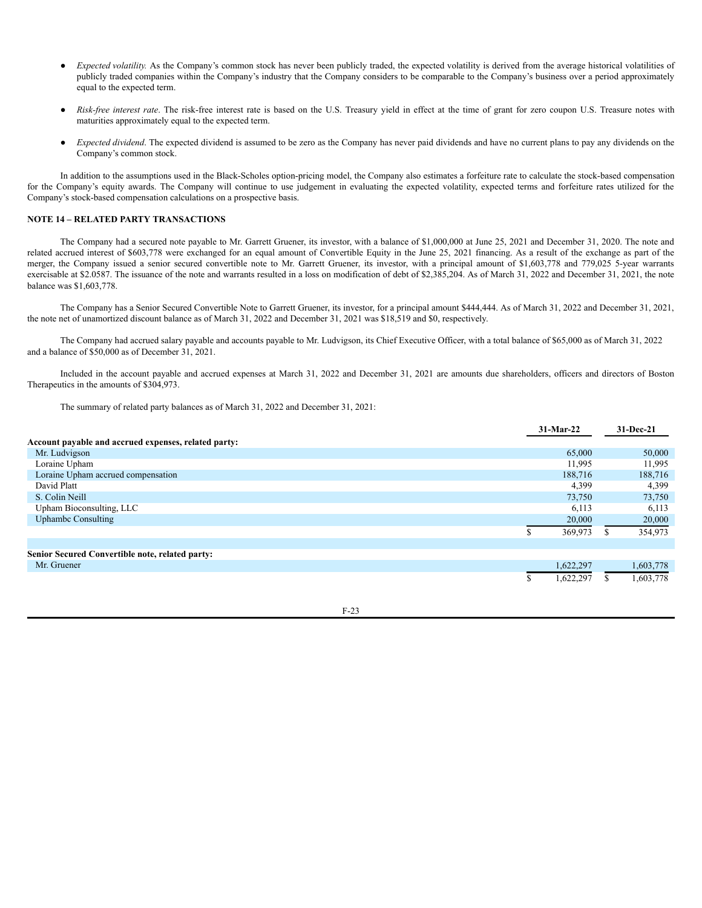- *Expected volatility.* As the Company's common stock has never been publicly traded, the expected volatility is derived from the average historical volatilities of publicly traded companies within the Company's industry that the Company considers to be comparable to the Company's business over a period approximately equal to the expected term.

- *Risk-free interest rate*. The risk-free interest rate is based on the U.S. Treasury yield in effect at the time of grant for zero coupon U.S. Treasure notes with maturities approximately equal to the expected term.

- *Expected dividend*. The expected dividend is assumed to be zero as the Company has never paid dividends and have no current plans to pay any dividends on the Company's common stock.

In addition to the assumptions used in the Black-Scholes option-pricing model, the Company also estimates a forfeiture rate to calculate the stock-based compensation for the Company's equity awards. The Company will continue to use judgement in evaluating the expected volatility, expected terms and forfeiture rates utilized for the Company's stock-based compensation calculations on a prospective basis.

**NOTE 14 – RELATED PARTY TRANSACTIONS**

The Company had a secured note payable to Mr. Garrett Gruener, its investor, with a balance of $1,000,000 at June 25, 2021 and December 31, 2020. The note and related accrued interest of $603,778 were exchanged for an equal amount of Convertible Equity in the June 25, 2021 financing. As a result of the exchange as part of the merger, the Company issued a senior secured convertible note to Mr. Garrett Gruener, its investor, with a principal amount of $1,603,778 and 779,025 5-year warrants exercisable at $2.0587. The issuance of the note and warrants resulted in a loss on modification of debt of $2,385,204. As of March 31, 2022 and December 31, 2021, the note balance was $1,603,778.

The Company has a Senior Secured Convertible Note to Garrett Gruener, its investor, for a principal amount $444,444. As of March 31, 2022 and December 31, 2021, the note net of unamortized discount balance as of March 31, 2022 and December 31, 2021 was $18,519 and $0, respectively.

The Company had accrued salary payable and accounts payable to Mr. Ludvigson, its Chief Executive Officer, with a total balance of $65,000 as of March 31, 2022 and a balance of $50,000 as of December 31, 2021.

Included in the account payable and accrued expenses at March 31, 2022 and December 31, 2021 are amounts due shareholders, officers and directors of Boston Therapeutics in the amounts of $304,973.

The summary of related party balances as of March 31, 2022 and December 31, 2021:

| | 31-Mar-22 | 31-Dec-21 |
|---|---|---|
| **Account payable and accrued expenses, related party:** | | |
| Mr. Ludvigson | 65,000 | 50,000 |
| Loraine Upham | 11,995 | 11,995 |
| Loraine Upham accrued compensation | 188,716 | 188,716 |
| David Platt | 4,399 | 4,399 |
| S. Colin Neill | 73,750 | 73,750 |
| Upham Bioconsulting, LLC | 6,113 | 6,113 |
| Uphambc Consulting | 20,000 | 20,000 |
| | $ 369,973 | $ 354,973 |
| | | |
| **Senior Secured Convertible note, related party:** | | |
| Mr. Gruener | 1,622,297 | 1,603,778 |
| | $ 1,622,297 | $ 1,603,778 |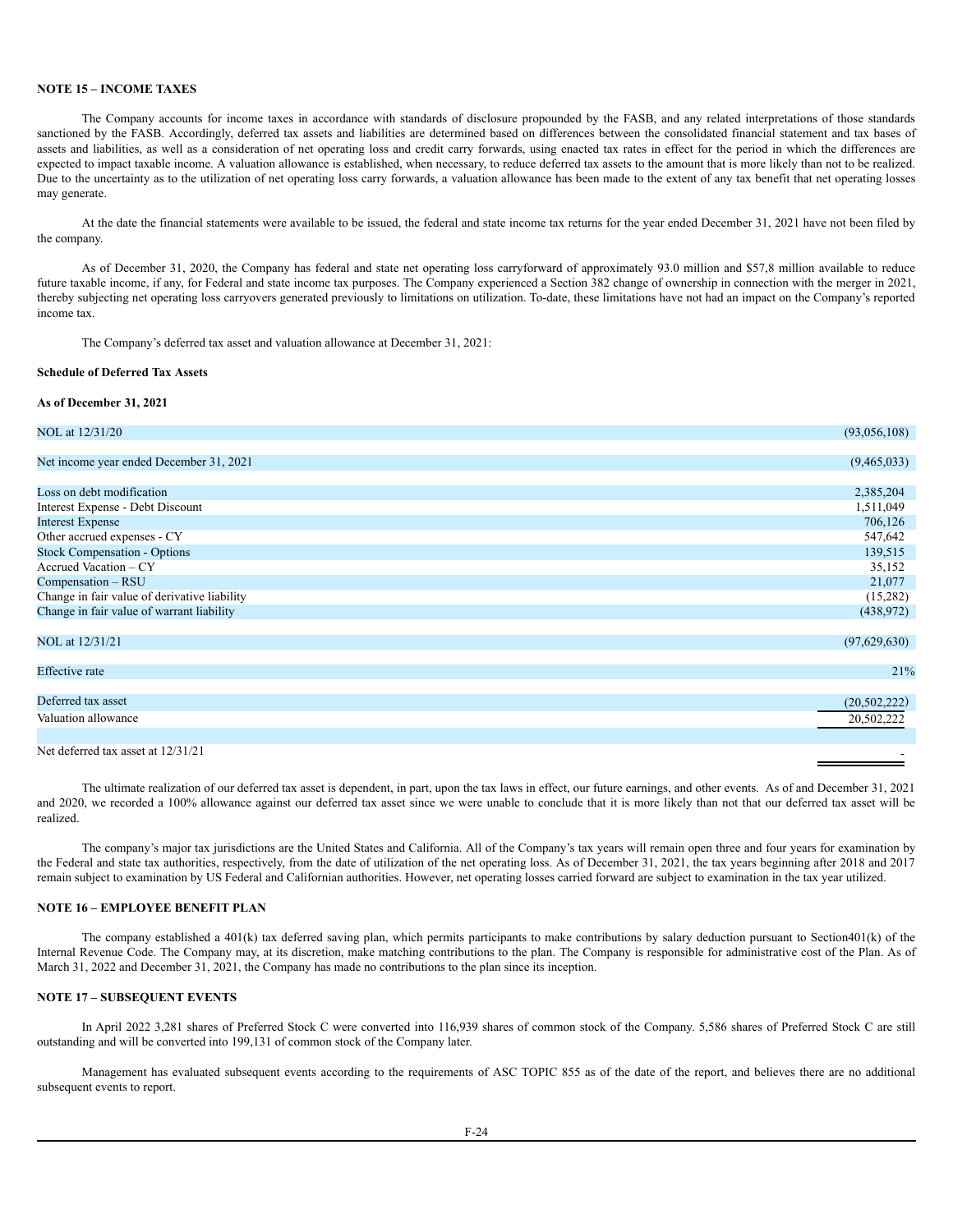**NOTE 15 – INCOME TAXES**

The Company accounts for income taxes in accordance with standards of disclosure propounded by the FASB, and any related interpretations of those standards sanctioned by the FASB. Accordingly, deferred tax assets and liabilities are determined based on differences between the consolidated financial statement and tax bases of assets and liabilities, as well as a consideration of net operating loss and credit carry forwards, using enacted tax rates in effect for the period in which the differences are expected to impact taxable income. A valuation allowance is established, when necessary, to reduce deferred tax assets to the amount that is more likely than not to be realized. Due to the uncertainty as to the utilization of net operating loss carry forwards, a valuation allowance has been made to the extent of any tax benefit that net operating losses may generate.

At the date the financial statements were available to be issued, the federal and state income tax returns for the year ended December 31, 2021 have not been filed by the company.

As of December 31, 2020, the Company has federal and state net operating loss carryforward of approximately 93.0 million and $57,8 million available to reduce future taxable income, if any, for Federal and state income tax purposes. The Company experienced a Section 382 change of ownership in connection with the merger in 2021, thereby subjecting net operating loss carryovers generated previously to limitations on utilization. To-date, these limitations have not had an impact on the Company's reported income tax.

The Company's deferred tax asset and valuation allowance at December 31, 2021:

**Schedule of Deferred Tax Assets**

**As of December 31, 2021**

| | |
|---|---|
| NOL at 12/31/20 | (93,056,108) |
| Net income year ended December 31, 2021 | (9,465,033) |
| Loss on debt modification | 2,385,204 |
| Interest Expense - Debt Discount | 1,511,049 |
| Interest Expense | 706,126 |
| Other accrued expenses - CY | 547,642 |
| Stock Compensation - Options | 139,515 |
| Accrued Vacation – CY | 35,152 |
| Compensation – RSU | 21,077 |
| Change in fair value of derivative liability | (15,282) |
| Change in fair value of warrant liability | (438,972) |
| NOL at 12/31/21 | (97,629,630) |
| Effective rate | 21% |
| Deferred tax asset | (20,502,222) |
| Valuation allowance | 20,502,222 |
| Net deferred tax asset at 12/31/21 | - |

The ultimate realization of our deferred tax asset is dependent, in part, upon the tax laws in effect, our future earnings, and other events. As of and December 31, 2021 and 2020, we recorded a 100% allowance against our deferred tax asset since we were unable to conclude that it is more likely than not that our deferred tax asset will be realized.

The company's major tax jurisdictions are the United States and California. All of the Company's tax years will remain open three and four years for examination by the Federal and state tax authorities, respectively, from the date of utilization of the net operating loss. As of December 31, 2021, the tax years beginning after 2018 and 2017 remain subject to examination by US Federal and Californian authorities. However, net operating losses carried forward are subject to examination in the tax year utilized.

**NOTE 16 – EMPLOYEE BENEFIT PLAN**

The company established a 401(k) tax deferred saving plan, which permits participants to make contributions by salary deduction pursuant to Section401(k) of the Internal Revenue Code. The Company may, at its discretion, make matching contributions to the plan. The Company is responsible for administrative cost of the Plan. As of March 31, 2022 and December 31, 2021, the Company has made no contributions to the plan since its inception.

**NOTE 17 – SUBSEQUENT EVENTS**

In April 2022 3,281 shares of Preferred Stock C were converted into 116,939 shares of common stock of the Company. 5,586 shares of Preferred Stock C are still outstanding and will be converted into 199,131 of common stock of the Company later.

Management has evaluated subsequent events according to the requirements of ASC TOPIC 855 as of the date of the report, and believes there are no additional subsequent events to report.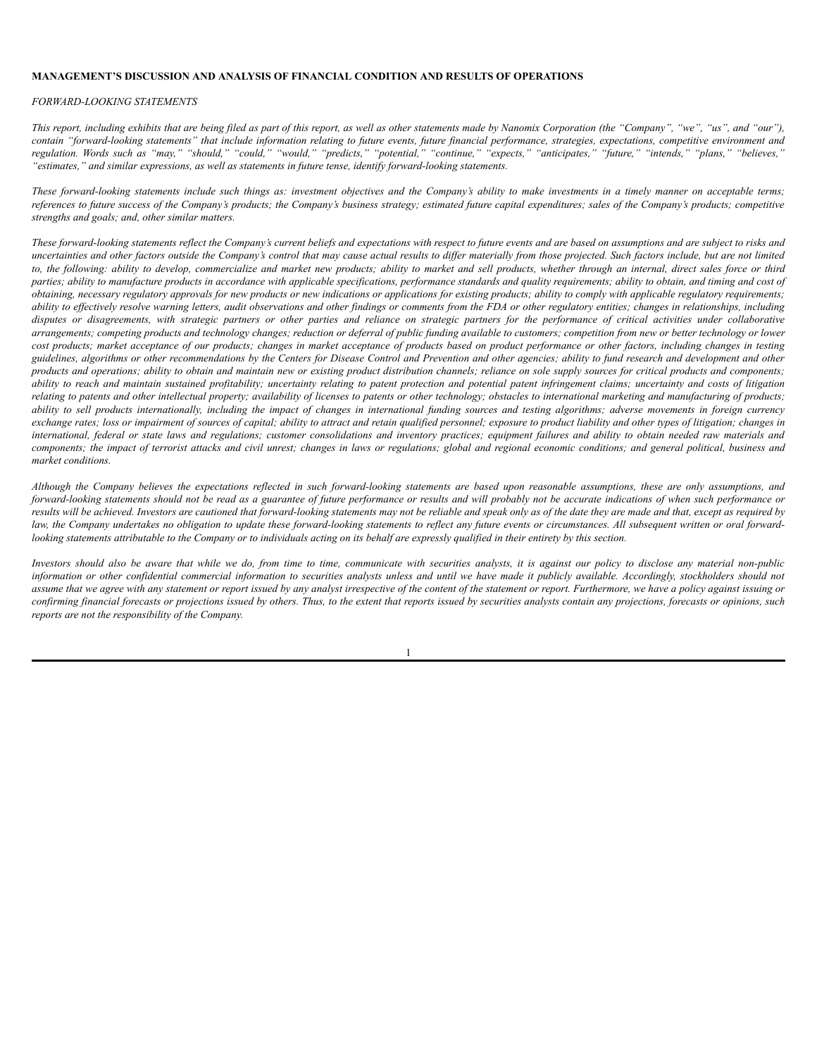**MANAGEMENT'S DISCUSSION AND ANALYSIS OF FINANCIAL CONDITION AND RESULTS OF OPERATIONS**

*FORWARD-LOOKING STATEMENTS*

*This report, including exhibits that are being filed as part of this report, as well as other statements made by Nanomix Corporation (the "Company", "we", "us", and "our"), contain "forward-looking statements" that include information relating to future events, future financial performance, strategies, expectations, competitive environment and regulation. Words such as "may," "should," "could," "would," "predicts," "potential," "continue," "expects," "anticipates," "future," "intends," "plans," "believes," "estimates," and similar expressions, as well as statements in future tense, identify forward-looking statements.*

*These forward-looking statements include such things as: investment objectives and the Company's ability to make investments in a timely manner on acceptable terms; references to future success of the Company's products; the Company's business strategy; estimated future capital expenditures; sales of the Company's products; competitive strengths and goals; and, other similar matters.*

*These forward-looking statements reflect the Company's current beliefs and expectations with respect to future events and are based on assumptions and are subject to risks and uncertainties and other factors outside the Company's control that may cause actual results to differ materially from those projected. Such factors include, but are not limited to, the following: ability to develop, commercialize and market new products; ability to market and sell products, whether through an internal, direct sales force or third parties; ability to manufacture products in accordance with applicable specifications, performance standards and quality requirements; ability to obtain, and timing and cost of obtaining, necessary regulatory approvals for new products or new indications or applications for existing products; ability to comply with applicable regulatory requirements; ability to effectively resolve warning letters, audit observations and other findings or comments from the FDA or other regulatory entities; changes in relationships, including disputes or disagreements, with strategic partners or other parties and reliance on strategic partners for the performance of critical activities under collaborative arrangements; competing products and technology changes; reduction or deferral of public funding available to customers; competition from new or better technology or lower cost products; market acceptance of our products; changes in market acceptance of products based on product performance or other factors, including changes in testing guidelines, algorithms or other recommendations by the Centers for Disease Control and Prevention and other agencies; ability to fund research and development and other products and operations; ability to obtain and maintain new or existing product distribution channels; reliance on sole supply sources for critical products and components; ability to reach and maintain sustained profitability; uncertainty relating to patent protection and potential patent infringement claims; uncertainty and costs of litigation relating to patents and other intellectual property; availability of licenses to patents or other technology; obstacles to international marketing and manufacturing of products; ability to sell products internationally, including the impact of changes in international funding sources and testing algorithms; adverse movements in foreign currency exchange rates; loss or impairment of sources of capital; ability to attract and retain qualified personnel; exposure to product liability and other types of litigation; changes in international, federal or state laws and regulations; customer consolidations and inventory practices; equipment failures and ability to obtain needed raw materials and components; the impact of terrorist attacks and civil unrest; changes in laws or regulations; global and regional economic conditions; and general political, business and market conditions.*

*Although the Company believes the expectations reflected in such forward-looking statements are based upon reasonable assumptions, these are only assumptions, and forward-looking statements should not be read as a guarantee of future performance or results and will probably not be accurate indications of when such performance or results will be achieved. Investors are cautioned that forward-looking statements may not be reliable and speak only as of the date they are made and that, except as required by law, the Company undertakes no obligation to update these forward-looking statements to reflect any future events or circumstances. All subsequent written or oral forward-looking statements attributable to the Company or to individuals acting on its behalf are expressly qualified in their entirety by this section.*

*Investors should also be aware that while we do, from time to time, communicate with securities analysts, it is against our policy to disclose any material non-public information or other confidential commercial information to securities analysts unless and until we have made it publicly available. Accordingly, stockholders should not assume that we agree with any statement or report issued by any analyst irrespective of the content of the statement or report. Furthermore, we have a policy against issuing or confirming financial forecasts or projections issued by others. Thus, to the extent that reports issued by securities analysts contain any projections, forecasts or opinions, such reports are not the responsibility of the Company.*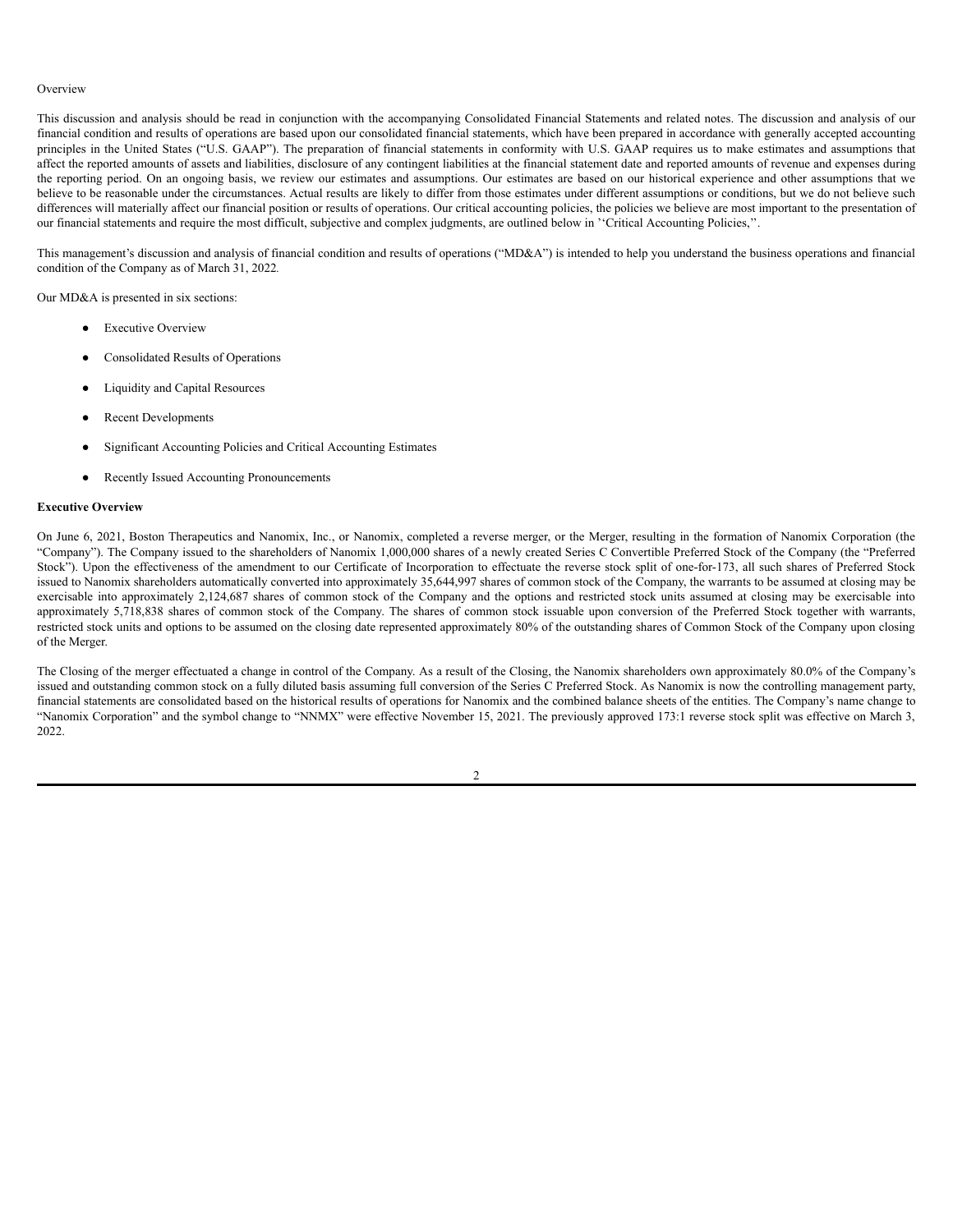Overview

This discussion and analysis should be read in conjunction with the accompanying Consolidated Financial Statements and related notes. The discussion and analysis of our financial condition and results of operations are based upon our consolidated financial statements, which have been prepared in accordance with generally accepted accounting principles in the United States ("U.S. GAAP"). The preparation of financial statements in conformity with U.S. GAAP requires us to make estimates and assumptions that affect the reported amounts of assets and liabilities, disclosure of any contingent liabilities at the financial statement date and reported amounts of revenue and expenses during the reporting period. On an ongoing basis, we review our estimates and assumptions. Our estimates are based on our historical experience and other assumptions that we believe to be reasonable under the circumstances. Actual results are likely to differ from those estimates under different assumptions or conditions, but we do not believe such differences will materially affect our financial position or results of operations. Our critical accounting policies, the policies we believe are most important to the presentation of our financial statements and require the most difficult, subjective and complex judgments, are outlined below in ''Critical Accounting Policies,''.

This management's discussion and analysis of financial condition and results of operations ("MD&A") is intended to help you understand the business operations and financial condition of the Company as of March 31, 2022.

Our MD&A is presented in six sections:

- Executive Overview
- Consolidated Results of Operations
- Liquidity and Capital Resources
- Recent Developments
- Significant Accounting Policies and Critical Accounting Estimates
- Recently Issued Accounting Pronouncements

**Executive Overview**

On June 6, 2021, Boston Therapeutics and Nanomix, Inc., or Nanomix, completed a reverse merger, or the Merger, resulting in the formation of Nanomix Corporation (the "Company"). The Company issued to the shareholders of Nanomix 1,000,000 shares of a newly created Series C Convertible Preferred Stock of the Company (the "Preferred Stock"). Upon the effectiveness of the amendment to our Certificate of Incorporation to effectuate the reverse stock split of one-for-173, all such shares of Preferred Stock issued to Nanomix shareholders automatically converted into approximately 35,644,997 shares of common stock of the Company, the warrants to be assumed at closing may be exercisable into approximately 2,124,687 shares of common stock of the Company and the options and restricted stock units assumed at closing may be exercisable into approximately 5,718,838 shares of common stock of the Company. The shares of common stock issuable upon conversion of the Preferred Stock together with warrants, restricted stock units and options to be assumed on the closing date represented approximately 80% of the outstanding shares of Common Stock of the Company upon closing of the Merger.

The Closing of the merger effectuated a change in control of the Company. As a result of the Closing, the Nanomix shareholders own approximately 80.0% of the Company's issued and outstanding common stock on a fully diluted basis assuming full conversion of the Series C Preferred Stock. As Nanomix is now the controlling management party, financial statements are consolidated based on the historical results of operations for Nanomix and the combined balance sheets of the entities. The Company's name change to "Nanomix Corporation" and the symbol change to "NNMX" were effective November 15, 2021. The previously approved 173:1 reverse stock split was effective on March 3, 2022.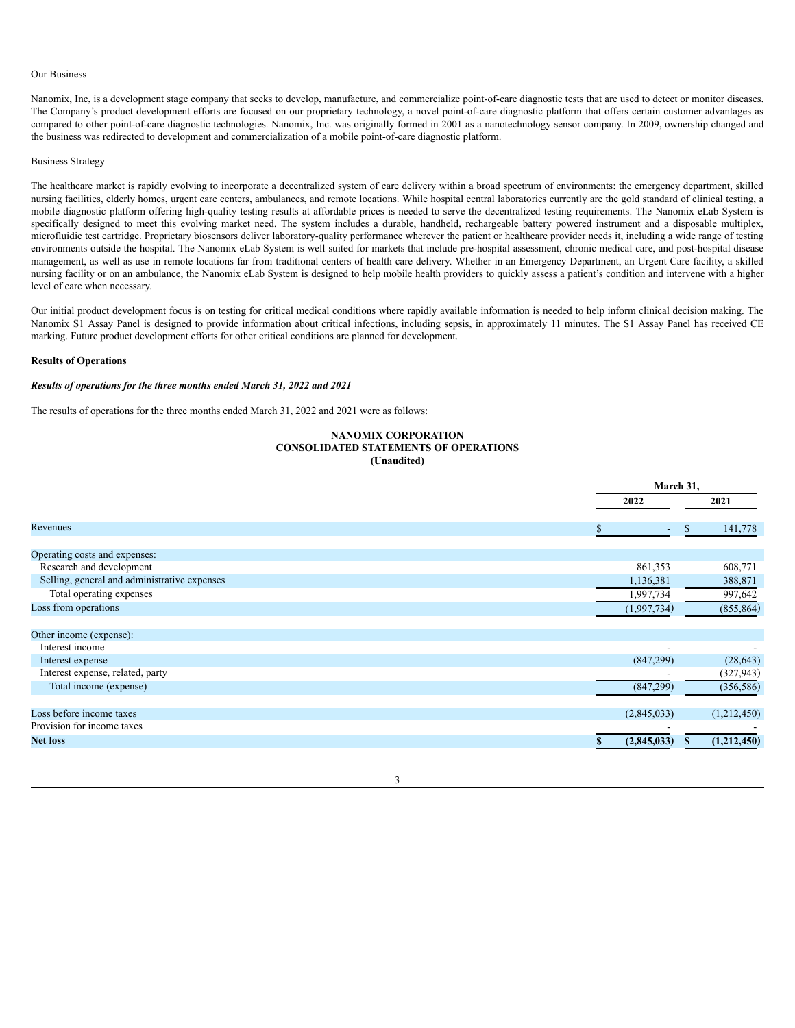Our Business

Nanomix, Inc, is a development stage company that seeks to develop, manufacture, and commercialize point-of-care diagnostic tests that are used to detect or monitor diseases. The Company's product development efforts are focused on our proprietary technology, a novel point-of-care diagnostic platform that offers certain customer advantages as compared to other point-of-care diagnostic technologies. Nanomix, Inc. was originally formed in 2001 as a nanotechnology sensor company. In 2009, ownership changed and the business was redirected to development and commercialization of a mobile point-of-care diagnostic platform.

Business Strategy

The healthcare market is rapidly evolving to incorporate a decentralized system of care delivery within a broad spectrum of environments: the emergency department, skilled nursing facilities, elderly homes, urgent care centers, ambulances, and remote locations. While hospital central laboratories currently are the gold standard of clinical testing, a mobile diagnostic platform offering high-quality testing results at affordable prices is needed to serve the decentralized testing requirements. The Nanomix eLab System is specifically designed to meet this evolving market need. The system includes a durable, handheld, rechargeable battery powered instrument and a disposable multiplex, microfluidic test cartridge. Proprietary biosensors deliver laboratory-quality performance wherever the patient or healthcare provider needs it, including a wide range of testing environments outside the hospital. The Nanomix eLab System is well suited for markets that include pre-hospital assessment, chronic medical care, and post-hospital disease management, as well as use in remote locations far from traditional centers of health care delivery. Whether in an Emergency Department, an Urgent Care facility, a skilled nursing facility or on an ambulance, the Nanomix eLab System is designed to help mobile health providers to quickly assess a patient's condition and intervene with a higher level of care when necessary.

Our initial product development focus is on testing for critical medical conditions where rapidly available information is needed to help inform clinical decision making. The Nanomix S1 Assay Panel is designed to provide information about critical infections, including sepsis, in approximately 11 minutes. The S1 Assay Panel has received CE marking. Future product development efforts for other critical conditions are planned for development.

**Results of Operations**

***Results of operations for the three months ended March 31, 2022 and 2021***

The results of operations for the three months ended March 31, 2022 and 2021 were as follows:

**NANOMIX CORPORATION**
**CONSOLIDATED STATEMENTS OF OPERATIONS**
**(Unaudited)**

| | March 31, 2022 | March 31, 2021 |
|---|---|---|
| Revenues | $ - | $ 141,778 |
| Operating costs and expenses: | | |
| Research and development | 861,353 | 608,771 |
| Selling, general and administrative expenses | 1,136,381 | 388,871 |
| Total operating expenses | 1,997,734 | 997,642 |
| Loss from operations | (1,997,734) | (855,864) |
| Other income (expense): | | |
| Interest income | - | - |
| Interest expense | (847,299) | (28,643) |
| Interest expense, related, party | - | (327,943) |
| Total income (expense) | (847,299) | (356,586) |
| Loss before income taxes | (2,845,033) | (1,212,450) |
| Provision for income taxes | - | - |
| **Net loss** | **$ (2,845,033)** | **$ (1,212,450)** |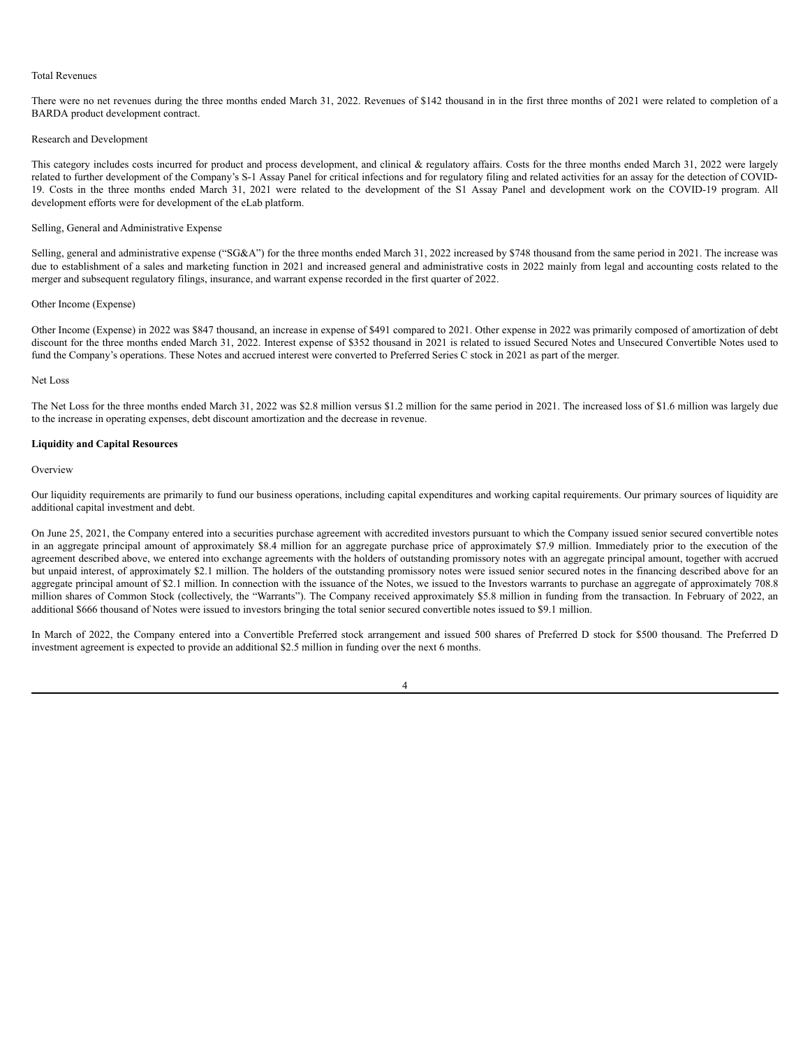Total Revenues

There were no net revenues during the three months ended March 31, 2022. Revenues of $142 thousand in in the first three months of 2021 were related to completion of a BARDA product development contract.

Research and Development

This category includes costs incurred for product and process development, and clinical & regulatory affairs. Costs for the three months ended March 31, 2022 were largely related to further development of the Company's S-1 Assay Panel for critical infections and for regulatory filing and related activities for an assay for the detection of COVID-19. Costs in the three months ended March 31, 2021 were related to the development of the S1 Assay Panel and development work on the COVID-19 program. All development efforts were for development of the eLab platform.

Selling, General and Administrative Expense

Selling, general and administrative expense ("SG&A") for the three months ended March 31, 2022 increased by $748 thousand from the same period in 2021. The increase was due to establishment of a sales and marketing function in 2021 and increased general and administrative costs in 2022 mainly from legal and accounting costs related to the merger and subsequent regulatory filings, insurance, and warrant expense recorded in the first quarter of 2022.

Other Income (Expense)

Other Income (Expense) in 2022 was $847 thousand, an increase in expense of $491 compared to 2021. Other expense in 2022 was primarily composed of amortization of debt discount for the three months ended March 31, 2022. Interest expense of $352 thousand in 2021 is related to issued Secured Notes and Unsecured Convertible Notes used to fund the Company's operations. These Notes and accrued interest were converted to Preferred Series C stock in 2021 as part of the merger.

Net Loss

The Net Loss for the three months ended March 31, 2022 was $2.8 million versus $1.2 million for the same period in 2021. The increased loss of $1.6 million was largely due to the increase in operating expenses, debt discount amortization and the decrease in revenue.

**Liquidity and Capital Resources**

Overview

Our liquidity requirements are primarily to fund our business operations, including capital expenditures and working capital requirements. Our primary sources of liquidity are additional capital investment and debt.

On June 25, 2021, the Company entered into a securities purchase agreement with accredited investors pursuant to which the Company issued senior secured convertible notes in an aggregate principal amount of approximately $8.4 million for an aggregate purchase price of approximately $7.9 million. Immediately prior to the execution of the agreement described above, we entered into exchange agreements with the holders of outstanding promissory notes with an aggregate principal amount, together with accrued but unpaid interest, of approximately $2.1 million. The holders of the outstanding promissory notes were issued senior secured notes in the financing described above for an aggregate principal amount of $2.1 million. In connection with the issuance of the Notes, we issued to the Investors warrants to purchase an aggregate of approximately 708.8 million shares of Common Stock (collectively, the "Warrants"). The Company received approximately $5.8 million in funding from the transaction. In February of 2022, an additional $666 thousand of Notes were issued to investors bringing the total senior secured convertible notes issued to $9.1 million.

In March of 2022, the Company entered into a Convertible Preferred stock arrangement and issued 500 shares of Preferred D stock for $500 thousand. The Preferred D investment agreement is expected to provide an additional $2.5 million in funding over the next 6 months.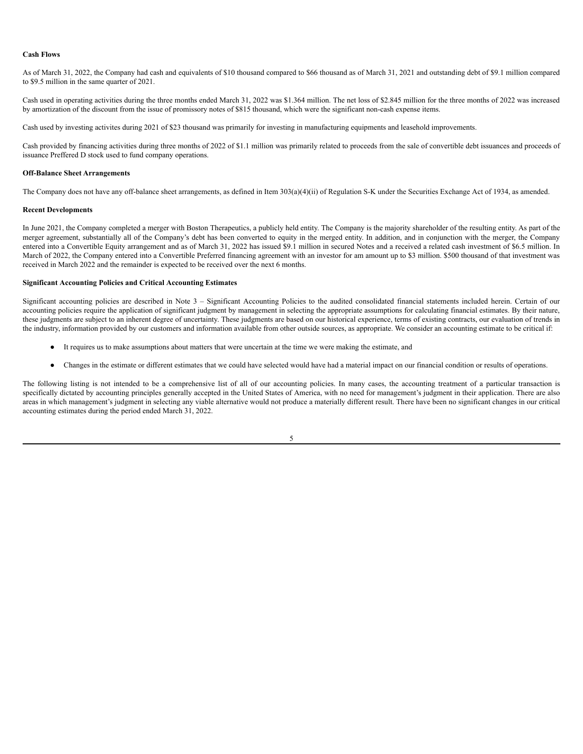**Cash Flows**

As of March 31, 2022, the Company had cash and equivalents of $10 thousand compared to $66 thousand as of March 31, 2021 and outstanding debt of $9.1 million compared to $9.5 million in the same quarter of 2021.

Cash used in operating activities during the three months ended March 31, 2022 was $1.364 million. The net loss of $2.845 million for the three months of 2022 was increased by amortization of the discount from the issue of promissory notes of $815 thousand, which were the significant non-cash expense items.

Cash used by investing activites during 2021 of $23 thousand was primarily for investing in manufacturing equipments and leasehold improvements.

Cash provided by financing activities during three months of 2022 of $1.1 million was primarily related to proceeds from the sale of convertible debt issuances and proceeds of issuance Preffered D stock used to fund company operations.

**Off-Balance Sheet Arrangements**

The Company does not have any off-balance sheet arrangements, as defined in Item 303(a)(4)(ii) of Regulation S-K under the Securities Exchange Act of 1934, as amended.

**Recent Developments**

In June 2021, the Company completed a merger with Boston Therapeutics, a publicly held entity. The Company is the majority shareholder of the resulting entity. As part of the merger agreement, substantially all of the Company's debt has been converted to equity in the merged entity. In addition, and in conjunction with the merger, the Company entered into a Convertible Equity arrangement and as of March 31, 2022 has issued $9.1 million in secured Notes and a received a related cash investment of $6.5 million. In March of 2022, the Company entered into a Convertible Preferred financing agreement with an investor for am amount up to $3 million. $500 thousand of that investment was received in March 2022 and the remainder is expected to be received over the next 6 months.

**Significant Accounting Policies and Critical Accounting Estimates**

Significant accounting policies are described in Note 3 – Significant Accounting Policies to the audited consolidated financial statements included herein. Certain of our accounting policies require the application of significant judgment by management in selecting the appropriate assumptions for calculating financial estimates. By their nature, these judgments are subject to an inherent degree of uncertainty. These judgments are based on our historical experience, terms of existing contracts, our evaluation of trends in the industry, information provided by our customers and information available from other outside sources, as appropriate. We consider an accounting estimate to be critical if:

- It requires us to make assumptions about matters that were uncertain at the time we were making the estimate, and
- Changes in the estimate or different estimates that we could have selected would have had a material impact on our financial condition or results of operations.

The following listing is not intended to be a comprehensive list of all of our accounting policies. In many cases, the accounting treatment of a particular transaction is specifically dictated by accounting principles generally accepted in the United States of America, with no need for management's judgment in their application. There are also areas in which management's judgment in selecting any viable alternative would not produce a materially different result. There have been no significant changes in our critical accounting estimates during the period ended March 31, 2022.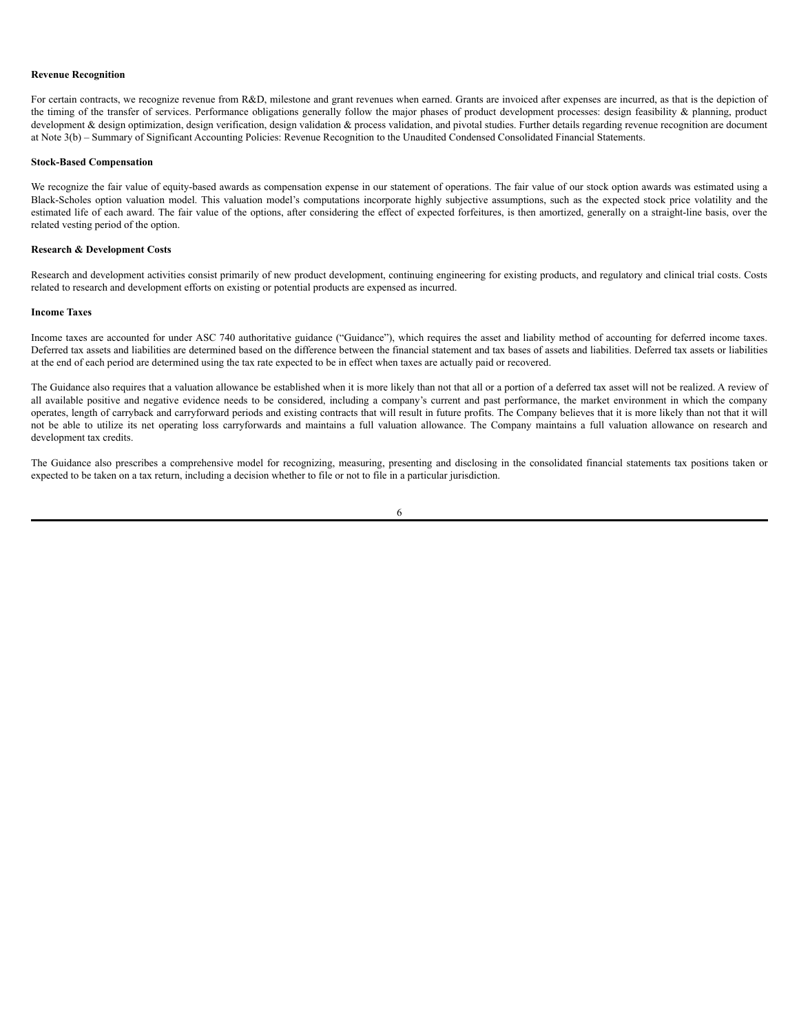**Revenue Recognition**

For certain contracts, we recognize revenue from R&D, milestone and grant revenues when earned. Grants are invoiced after expenses are incurred, as that is the depiction of the timing of the transfer of services. Performance obligations generally follow the major phases of product development processes: design feasibility & planning, product development & design optimization, design verification, design validation & process validation, and pivotal studies. Further details regarding revenue recognition are document at Note 3(b) – Summary of Significant Accounting Policies: Revenue Recognition to the Unaudited Condensed Consolidated Financial Statements.

**Stock-Based Compensation**

We recognize the fair value of equity-based awards as compensation expense in our statement of operations. The fair value of our stock option awards was estimated using a Black-Scholes option valuation model. This valuation model's computations incorporate highly subjective assumptions, such as the expected stock price volatility and the estimated life of each award. The fair value of the options, after considering the effect of expected forfeitures, is then amortized, generally on a straight-line basis, over the related vesting period of the option.

**Research & Development Costs**

Research and development activities consist primarily of new product development, continuing engineering for existing products, and regulatory and clinical trial costs. Costs related to research and development efforts on existing or potential products are expensed as incurred.

**Income Taxes**

Income taxes are accounted for under ASC 740 authoritative guidance ("Guidance"), which requires the asset and liability method of accounting for deferred income taxes. Deferred tax assets and liabilities are determined based on the difference between the financial statement and tax bases of assets and liabilities. Deferred tax assets or liabilities at the end of each period are determined using the tax rate expected to be in effect when taxes are actually paid or recovered.

The Guidance also requires that a valuation allowance be established when it is more likely than not that all or a portion of a deferred tax asset will not be realized. A review of all available positive and negative evidence needs to be considered, including a company's current and past performance, the market environment in which the company operates, length of carryback and carryforward periods and existing contracts that will result in future profits. The Company believes that it is more likely than not that it will not be able to utilize its net operating loss carryforwards and maintains a full valuation allowance. The Company maintains a full valuation allowance on research and development tax credits.

The Guidance also prescribes a comprehensive model for recognizing, measuring, presenting and disclosing in the consolidated financial statements tax positions taken or expected to be taken on a tax return, including a decision whether to file or not to file in a particular jurisdiction.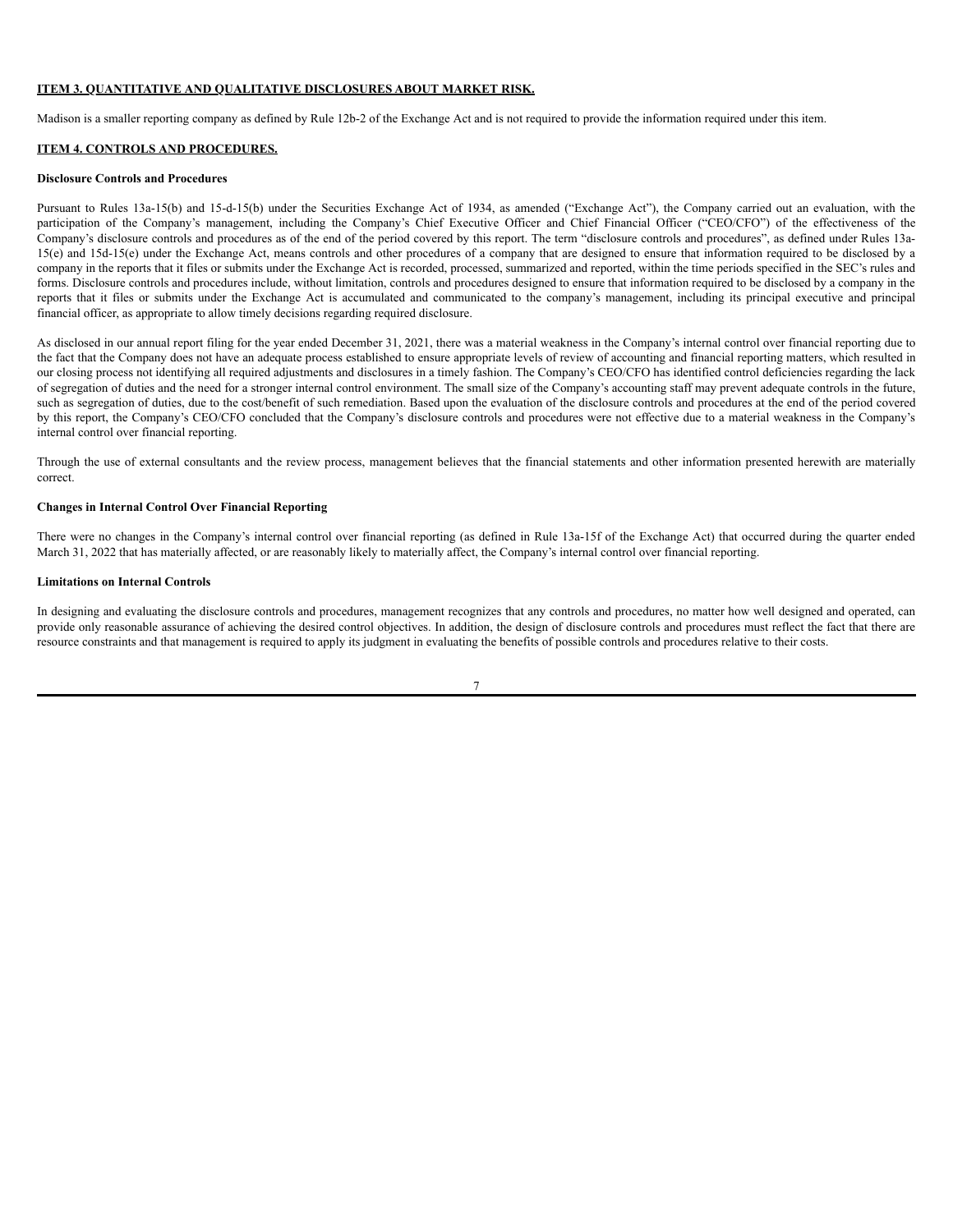**ITEM 3. QUANTITATIVE AND QUALITATIVE DISCLOSURES ABOUT MARKET RISK.**

Madison is a smaller reporting company as defined by Rule 12b-2 of the Exchange Act and is not required to provide the information required under this item.

**ITEM 4. CONTROLS AND PROCEDURES.**

**Disclosure Controls and Procedures**

Pursuant to Rules 13a-15(b) and 15-d-15(b) under the Securities Exchange Act of 1934, as amended ("Exchange Act"), the Company carried out an evaluation, with the participation of the Company's management, including the Company's Chief Executive Officer and Chief Financial Officer ("CEO/CFO") of the effectiveness of the Company's disclosure controls and procedures as of the end of the period covered by this report. The term "disclosure controls and procedures", as defined under Rules 13a-15(e) and 15d-15(e) under the Exchange Act, means controls and other procedures of a company that are designed to ensure that information required to be disclosed by a company in the reports that it files or submits under the Exchange Act is recorded, processed, summarized and reported, within the time periods specified in the SEC's rules and forms. Disclosure controls and procedures include, without limitation, controls and procedures designed to ensure that information required to be disclosed by a company in the reports that it files or submits under the Exchange Act is accumulated and communicated to the company's management, including its principal executive and principal financial officer, as appropriate to allow timely decisions regarding required disclosure.

As disclosed in our annual report filing for the year ended December 31, 2021, there was a material weakness in the Company's internal control over financial reporting due to the fact that the Company does not have an adequate process established to ensure appropriate levels of review of accounting and financial reporting matters, which resulted in our closing process not identifying all required adjustments and disclosures in a timely fashion. The Company's CEO/CFO has identified control deficiencies regarding the lack of segregation of duties and the need for a stronger internal control environment. The small size of the Company's accounting staff may prevent adequate controls in the future, such as segregation of duties, due to the cost/benefit of such remediation. Based upon the evaluation of the disclosure controls and procedures at the end of the period covered by this report, the Company's CEO/CFO concluded that the Company's disclosure controls and procedures were not effective due to a material weakness in the Company's internal control over financial reporting.

Through the use of external consultants and the review process, management believes that the financial statements and other information presented herewith are materially correct.

**Changes in Internal Control Over Financial Reporting**

There were no changes in the Company's internal control over financial reporting (as defined in Rule 13a-15f of the Exchange Act) that occurred during the quarter ended March 31, 2022 that has materially affected, or are reasonably likely to materially affect, the Company's internal control over financial reporting.

**Limitations on Internal Controls**

In designing and evaluating the disclosure controls and procedures, management recognizes that any controls and procedures, no matter how well designed and operated, can provide only reasonable assurance of achieving the desired control objectives. In addition, the design of disclosure controls and procedures must reflect the fact that there are resource constraints and that management is required to apply its judgment in evaluating the benefits of possible controls and procedures relative to their costs.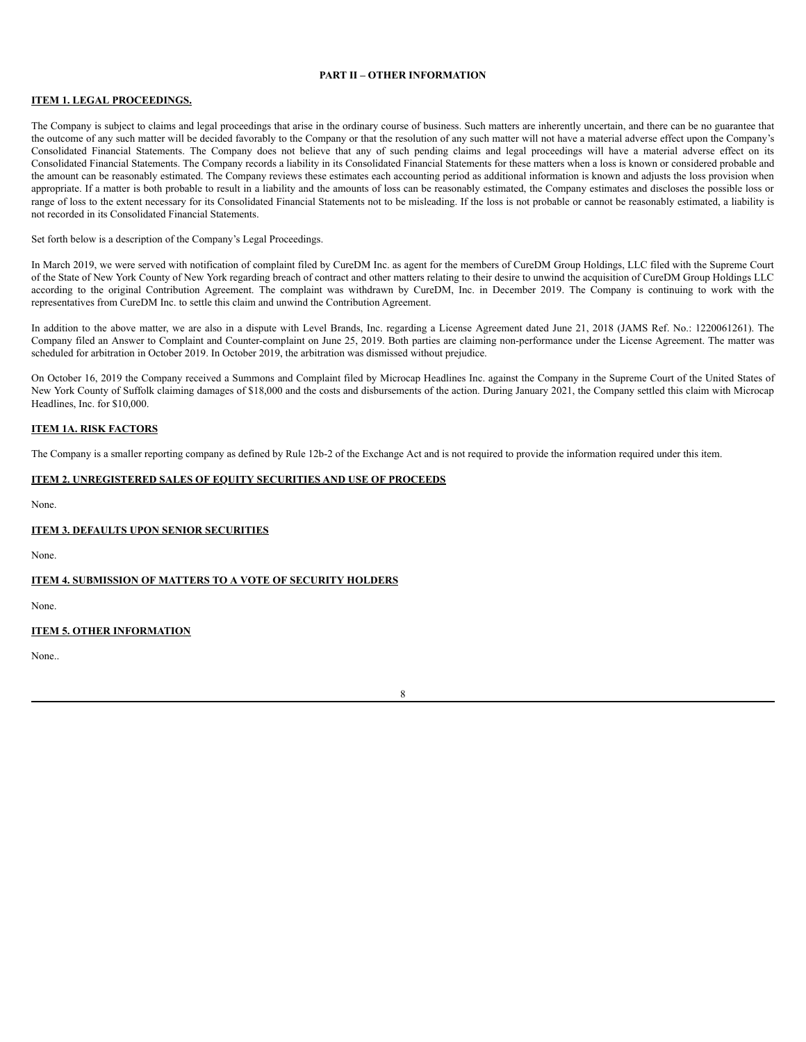## PART II – OTHER INFORMATION

### ITEM 1. LEGAL PROCEEDINGS.

The Company is subject to claims and legal proceedings that arise in the ordinary course of business. Such matters are inherently uncertain, and there can be no guarantee that the outcome of any such matter will be decided favorably to the Company or that the resolution of any such matter will not have a material adverse effect upon the Company's Consolidated Financial Statements. The Company does not believe that any of such pending claims and legal proceedings will have a material adverse effect on its Consolidated Financial Statements. The Company records a liability in its Consolidated Financial Statements for these matters when a loss is known or considered probable and the amount can be reasonably estimated. The Company reviews these estimates each accounting period as additional information is known and adjusts the loss provision when appropriate. If a matter is both probable to result in a liability and the amounts of loss can be reasonably estimated, the Company estimates and discloses the possible loss or range of loss to the extent necessary for its Consolidated Financial Statements not to be misleading. If the loss is not probable or cannot be reasonably estimated, a liability is not recorded in its Consolidated Financial Statements.

Set forth below is a description of the Company's Legal Proceedings.

In March 2019, we were served with notification of complaint filed by CureDM Inc. as agent for the members of CureDM Group Holdings, LLC filed with the Supreme Court of the State of New York County of New York regarding breach of contract and other matters relating to their desire to unwind the acquisition of CureDM Group Holdings LLC according to the original Contribution Agreement. The complaint was withdrawn by CureDM, Inc. in December 2019. The Company is continuing to work with the representatives from CureDM Inc. to settle this claim and unwind the Contribution Agreement.

In addition to the above matter, we are also in a dispute with Level Brands, Inc. regarding a License Agreement dated June 21, 2018 (JAMS Ref. No.: 1220061261). The Company filed an Answer to Complaint and Counter-complaint on June 25, 2019. Both parties are claiming non-performance under the License Agreement. The matter was scheduled for arbitration in October 2019. In October 2019, the arbitration was dismissed without prejudice.

On October 16, 2019 the Company received a Summons and Complaint filed by Microcap Headlines Inc. against the Company in the Supreme Court of the United States of New York County of Suffolk claiming damages of $18,000 and the costs and disbursements of the action. During January 2021, the Company settled this claim with Microcap Headlines, Inc. for $10,000.

### ITEM 1A. RISK FACTORS

The Company is a smaller reporting company as defined by Rule 12b-2 of the Exchange Act and is not required to provide the information required under this item.

### ITEM 2. UNREGISTERED SALES OF EQUITY SECURITIES AND USE OF PROCEEDS

None.

### ITEM 3. DEFAULTS UPON SENIOR SECURITIES

None.

### ITEM 4. SUBMISSION OF MATTERS TO A VOTE OF SECURITY HOLDERS

None.

### ITEM 5. OTHER INFORMATION

None..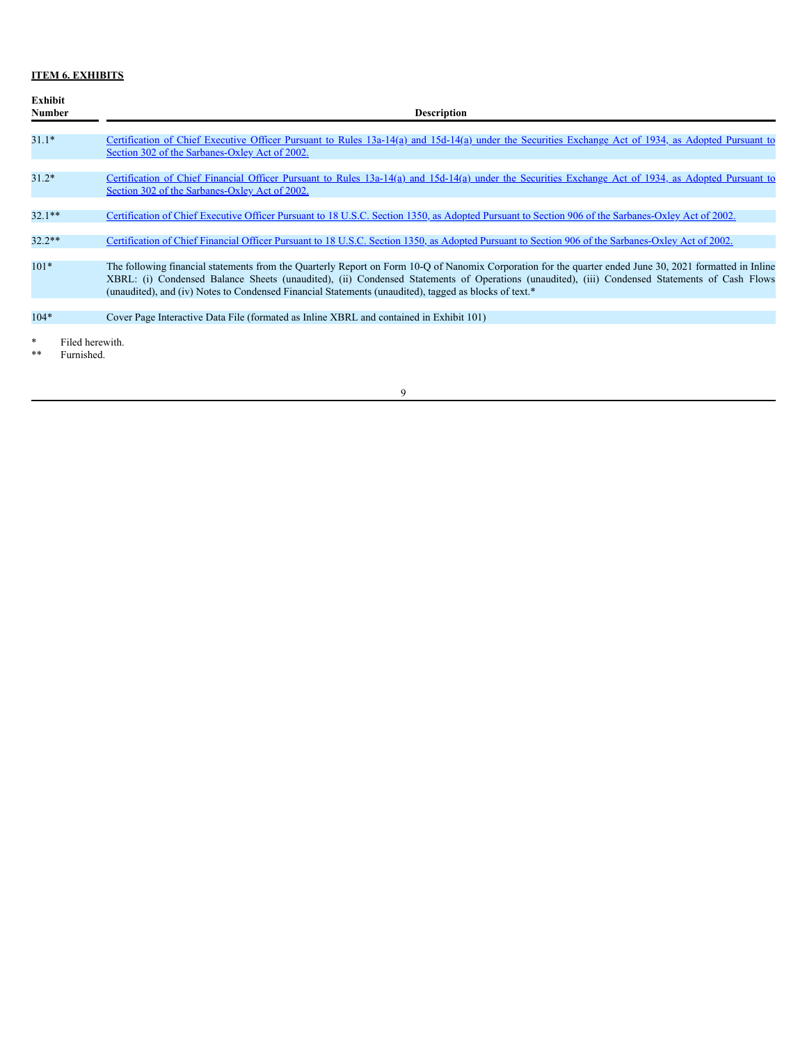**ITEM 6. EXHIBITS**

| Exhibit Number | Description |
| --- | --- |
| 31.1* | Certification of Chief Executive Officer Pursuant to Rules 13a-14(a) and 15d-14(a) under the Securities Exchange Act of 1934, as Adopted Pursuant to Section 302 of the Sarbanes-Oxley Act of 2002. |
| 31.2* | Certification of Chief Financial Officer Pursuant to Rules 13a-14(a) and 15d-14(a) under the Securities Exchange Act of 1934, as Adopted Pursuant to Section 302 of the Sarbanes-Oxley Act of 2002. |
| 32.1** | Certification of Chief Executive Officer Pursuant to 18 U.S.C. Section 1350, as Adopted Pursuant to Section 906 of the Sarbanes-Oxley Act of 2002. |
| 32.2** | Certification of Chief Financial Officer Pursuant to 18 U.S.C. Section 1350, as Adopted Pursuant to Section 906 of the Sarbanes-Oxley Act of 2002. |
| 101* | The following financial statements from the Quarterly Report on Form 10-Q of Nanomix Corporation for the quarter ended June 30, 2021 formatted in Inline XBRL: (i) Condensed Balance Sheets (unaudited), (ii) Condensed Statements of Operations (unaudited), (iii) Condensed Statements of Cash Flows (unaudited), and (iv) Notes to Condensed Financial Statements (unaudited), tagged as blocks of text.* |
| 104* | Cover Page Interactive Data File (formated as Inline XBRL and contained in Exhibit 101) |

\* Filed herewith.

\*\* Furnished.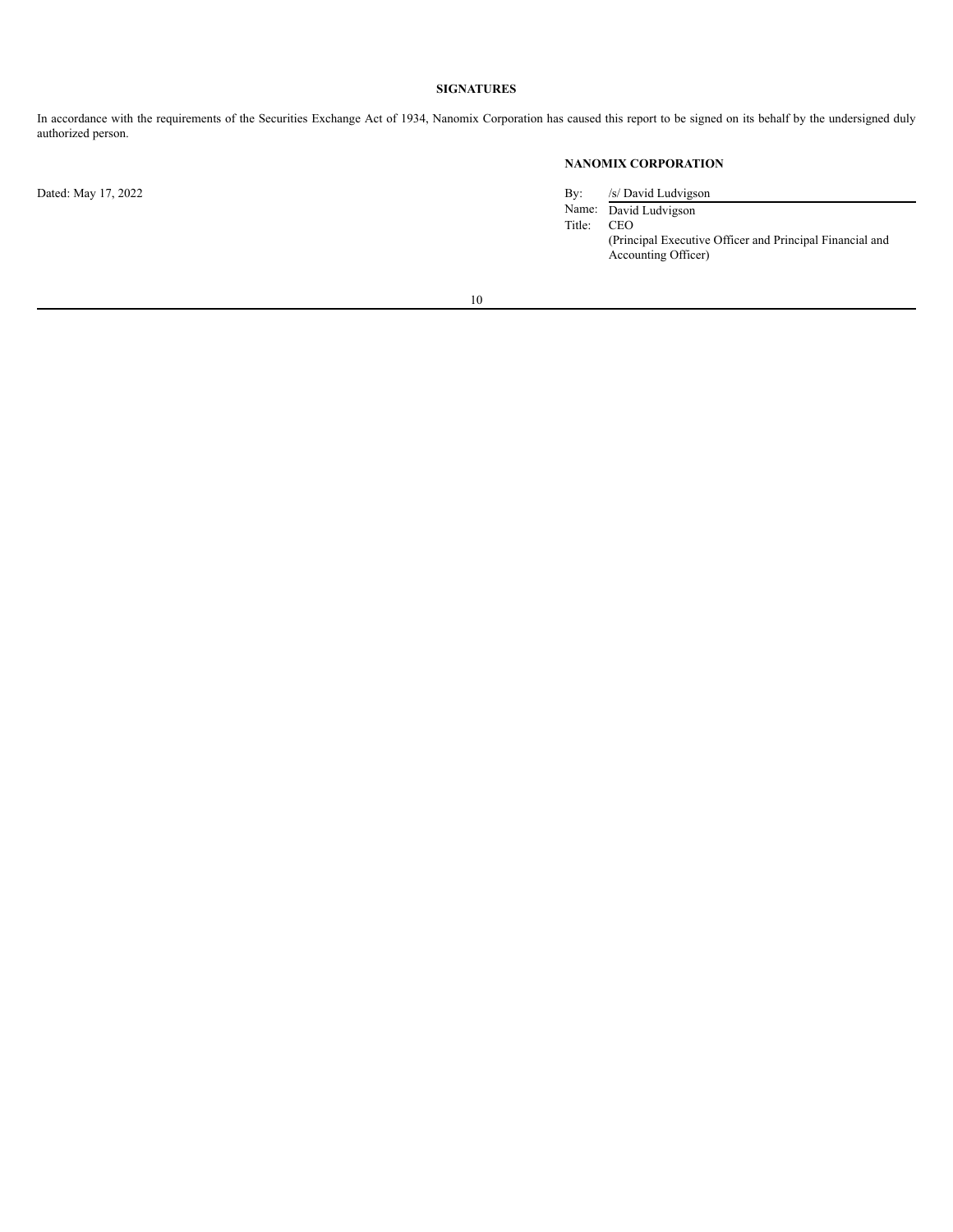**SIGNATURES**

In accordance with the requirements of the Securities Exchange Act of 1934, Nanomix Corporation has caused this report to be signed on its behalf by the undersigned duly authorized person.

**NANOMIX CORPORATION**

Dated: May 17, 2022

By: /s/ David Ludvigson
Name: David Ludvigson
Title: CEO
(Principal Executive Officer and Principal Financial and Accounting Officer)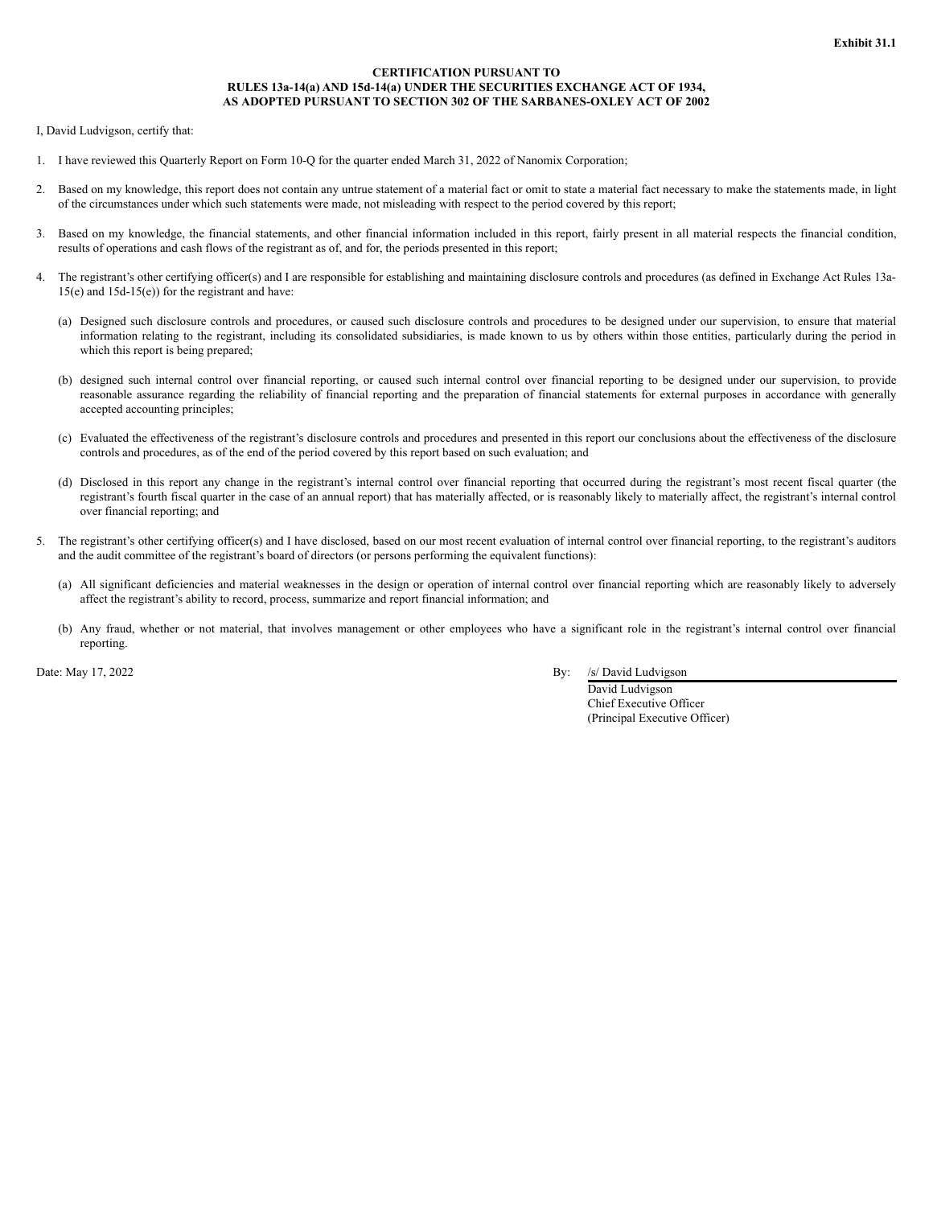**Exhibit 31.1**

**CERTIFICATION PURSUANT TO**
**RULES 13a-14(a) AND 15d-14(a) UNDER THE SECURITIES EXCHANGE ACT OF 1934,**
**AS ADOPTED PURSUANT TO SECTION 302 OF THE SARBANES-OXLEY ACT OF 2002**

I, David Ludvigson, certify that:

1. I have reviewed this Quarterly Report on Form 10-Q for the quarter ended March 31, 2022 of Nanomix Corporation;

2. Based on my knowledge, this report does not contain any untrue statement of a material fact or omit to state a material fact necessary to make the statements made, in light of the circumstances under which such statements were made, not misleading with respect to the period covered by this report;

3. Based on my knowledge, the financial statements, and other financial information included in this report, fairly present in all material respects the financial condition, results of operations and cash flows of the registrant as of, and for, the periods presented in this report;

4. The registrant's other certifying officer(s) and I are responsible for establishing and maintaining disclosure controls and procedures (as defined in Exchange Act Rules 13a-15(e) and 15d-15(e)) for the registrant and have:

   (a) Designed such disclosure controls and procedures, or caused such disclosure controls and procedures to be designed under our supervision, to ensure that material information relating to the registrant, including its consolidated subsidiaries, is made known to us by others within those entities, particularly during the period in which this report is being prepared;

   (b) designed such internal control over financial reporting, or caused such internal control over financial reporting to be designed under our supervision, to provide reasonable assurance regarding the reliability of financial reporting and the preparation of financial statements for external purposes in accordance with generally accepted accounting principles;

   (c) Evaluated the effectiveness of the registrant's disclosure controls and procedures and presented in this report our conclusions about the effectiveness of the disclosure controls and procedures, as of the end of the period covered by this report based on such evaluation; and

   (d) Disclosed in this report any change in the registrant's internal control over financial reporting that occurred during the registrant's most recent fiscal quarter (the registrant's fourth fiscal quarter in the case of an annual report) that has materially affected, or is reasonably likely to materially affect, the registrant's internal control over financial reporting; and

5. The registrant's other certifying officer(s) and I have disclosed, based on our most recent evaluation of internal control over financial reporting, to the registrant's auditors and the audit committee of the registrant's board of directors (or persons performing the equivalent functions):

   (a) All significant deficiencies and material weaknesses in the design or operation of internal control over financial reporting which are reasonably likely to adversely affect the registrant's ability to record, process, summarize and report financial information; and

   (b) Any fraud, whether or not material, that involves management or other employees who have a significant role in the registrant's internal control over financial reporting.

Date: May 17, 2022

By: /s/ David Ludvigson
David Ludvigson
Chief Executive Officer
(Principal Executive Officer)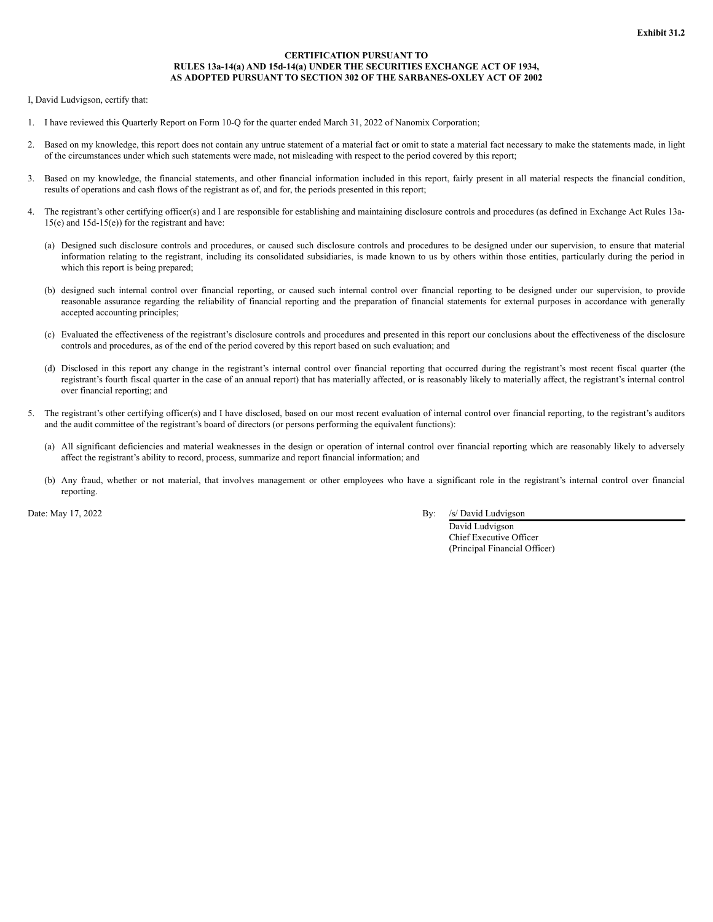**Exhibit 31.2**

**CERTIFICATION PURSUANT TO RULES 13a-14(a) AND 15d-14(a) UNDER THE SECURITIES EXCHANGE ACT OF 1934, AS ADOPTED PURSUANT TO SECTION 302 OF THE SARBANES-OXLEY ACT OF 2002**

I, David Ludvigson, certify that:

1. I have reviewed this Quarterly Report on Form 10-Q for the quarter ended March 31, 2022 of Nanomix Corporation;

2. Based on my knowledge, this report does not contain any untrue statement of a material fact or omit to state a material fact necessary to make the statements made, in light of the circumstances under which such statements were made, not misleading with respect to the period covered by this report;

3. Based on my knowledge, the financial statements, and other financial information included in this report, fairly present in all material respects the financial condition, results of operations and cash flows of the registrant as of, and for, the periods presented in this report;

4. The registrant's other certifying officer(s) and I are responsible for establishing and maintaining disclosure controls and procedures (as defined in Exchange Act Rules 13a-15(e) and 15d-15(e)) for the registrant and have:

   (a) Designed such disclosure controls and procedures, or caused such disclosure controls and procedures to be designed under our supervision, to ensure that material information relating to the registrant, including its consolidated subsidiaries, is made known to us by others within those entities, particularly during the period in which this report is being prepared;

   (b) designed such internal control over financial reporting, or caused such internal control over financial reporting to be designed under our supervision, to provide reasonable assurance regarding the reliability of financial reporting and the preparation of financial statements for external purposes in accordance with generally accepted accounting principles;

   (c) Evaluated the effectiveness of the registrant's disclosure controls and procedures and presented in this report our conclusions about the effectiveness of the disclosure controls and procedures, as of the end of the period covered by this report based on such evaluation; and

   (d) Disclosed in this report any change in the registrant's internal control over financial reporting that occurred during the registrant's most recent fiscal quarter (the registrant's fourth fiscal quarter in the case of an annual report) that has materially affected, or is reasonably likely to materially affect, the registrant's internal control over financial reporting; and

5. The registrant's other certifying officer(s) and I have disclosed, based on our most recent evaluation of internal control over financial reporting, to the registrant's auditors and the audit committee of the registrant's board of directors (or persons performing the equivalent functions):

   (a) All significant deficiencies and material weaknesses in the design or operation of internal control over financial reporting which are reasonably likely to adversely affect the registrant's ability to record, process, summarize and report financial information; and

   (b) Any fraud, whether or not material, that involves management or other employees who have a significant role in the registrant's internal control over financial reporting.

Date: May 17, 2022

By: /s/ David Ludvigson
David Ludvigson
Chief Executive Officer
(Principal Financial Officer)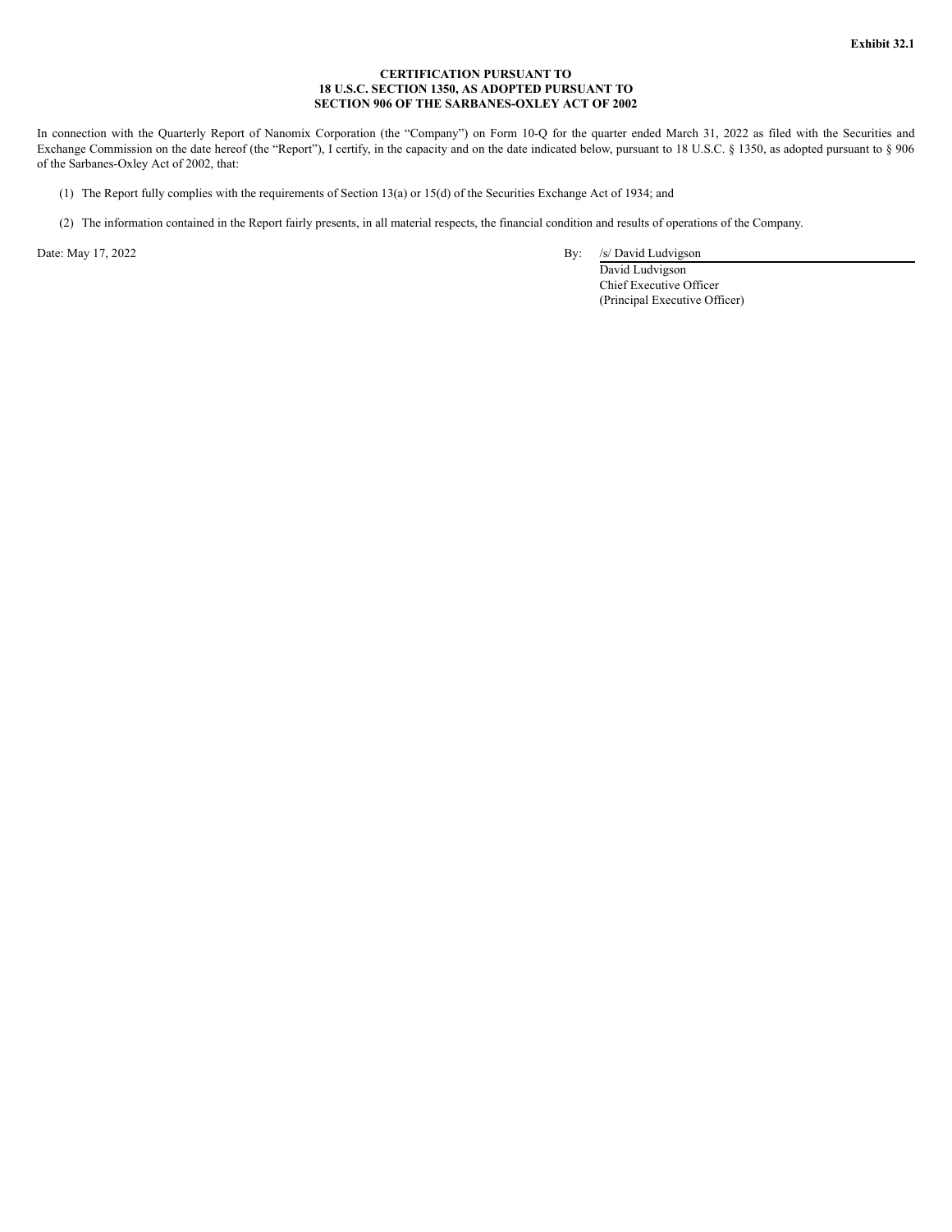**Exhibit 32.1**

**CERTIFICATION PURSUANT TO**
**18 U.S.C. SECTION 1350, AS ADOPTED PURSUANT TO**
**SECTION 906 OF THE SARBANES-OXLEY ACT OF 2002**

In connection with the Quarterly Report of Nanomix Corporation (the "Company") on Form 10-Q for the quarter ended March 31, 2022 as filed with the Securities and Exchange Commission on the date hereof (the "Report"), I certify, in the capacity and on the date indicated below, pursuant to 18 U.S.C. § 1350, as adopted pursuant to § 906 of the Sarbanes-Oxley Act of 2002, that:

(1) The Report fully complies with the requirements of Section 13(a) or 15(d) of the Securities Exchange Act of 1934; and

(2) The information contained in the Report fairly presents, in all material respects, the financial condition and results of operations of the Company.

Date: May 17, 2022

By: /s/ David Ludvigson
David Ludvigson
Chief Executive Officer
(Principal Executive Officer)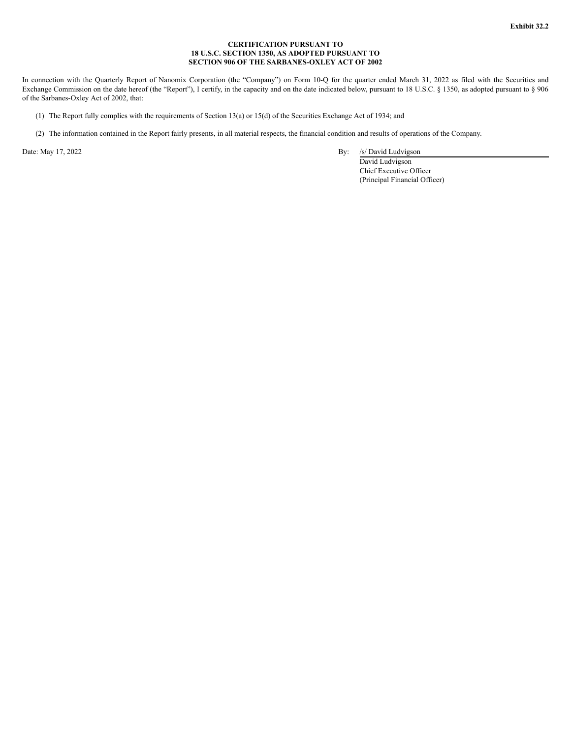**Exhibit 32.2**

**CERTIFICATION PURSUANT TO**
**18 U.S.C. SECTION 1350, AS ADOPTED PURSUANT TO**
**SECTION 906 OF THE SARBANES-OXLEY ACT OF 2002**

In connection with the Quarterly Report of Nanomix Corporation (the "Company") on Form 10-Q for the quarter ended March 31, 2022 as filed with the Securities and Exchange Commission on the date hereof (the "Report"), I certify, in the capacity and on the date indicated below, pursuant to 18 U.S.C. § 1350, as adopted pursuant to § 906 of the Sarbanes-Oxley Act of 2002, that:

(1) The Report fully complies with the requirements of Section 13(a) or 15(d) of the Securities Exchange Act of 1934; and

(2) The information contained in the Report fairly presents, in all material respects, the financial condition and results of operations of the Company.

Date: May 17, 2022

By: /s/ David Ludvigson
David Ludvigson
Chief Executive Officer
(Principal Financial Officer)